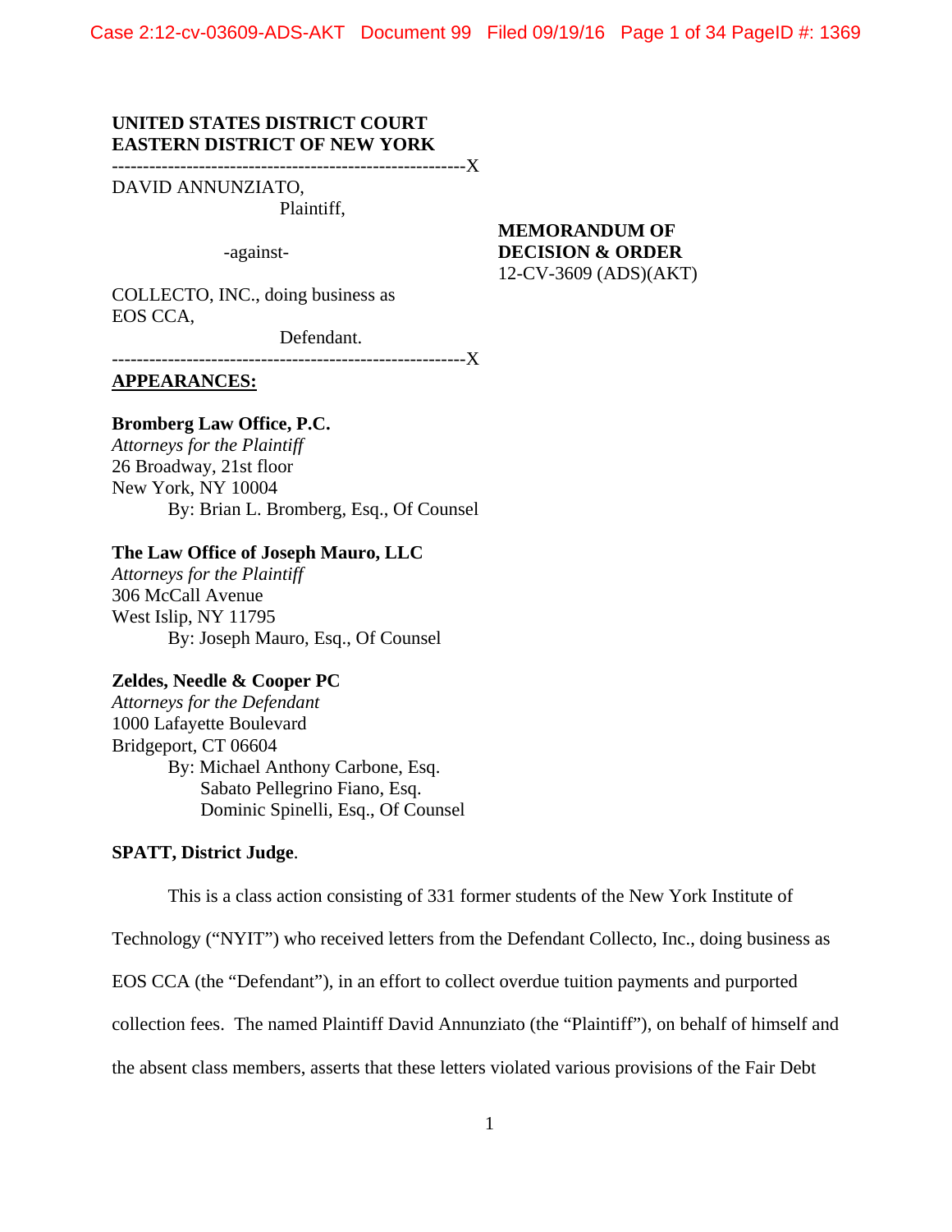UNITED STATES DISTRICT COURT
EASTERN DISTRICT OF NEW YORK

---------------------------------------------------------X

DAVID ANNUNZIATO,

Plaintiff,

-against-

COLLECTO, INC., doing business as EOS CCA,

Defendant.

---------------------------------------------------------X

**MEMORANDUM OF DECISION & ORDER**
12-CV-3609 (ADS)(AKT)

**APPEARANCES:**

**Bromberg Law Office, P.C.**
*Attorneys for the Plaintiff*
26 Broadway, 21st floor
New York, NY 10004
By: Brian L. Bromberg, Esq., Of Counsel

**The Law Office of Joseph Mauro, LLC**
*Attorneys for the Plaintiff*
306 McCall Avenue
West Islip, NY 11795
By: Joseph Mauro, Esq., Of Counsel

**Zeldes, Needle & Cooper PC**
*Attorneys for the Defendant*
1000 Lafayette Boulevard
Bridgeport, CT 06604
By: Michael Anthony Carbone, Esq.
Sabato Pellegrino Fiano, Esq.
Dominic Spinelli, Esq., Of Counsel

**SPATT, District Judge**.

This is a class action consisting of 331 former students of the New York Institute of Technology ("NYIT") who received letters from the Defendant Collecto, Inc., doing business as EOS CCA (the "Defendant"), in an effort to collect overdue tuition payments and purported collection fees. The named Plaintiff David Annunziato (the "Plaintiff"), on behalf of himself and the absent class members, asserts that these letters violated various provisions of the Fair Debt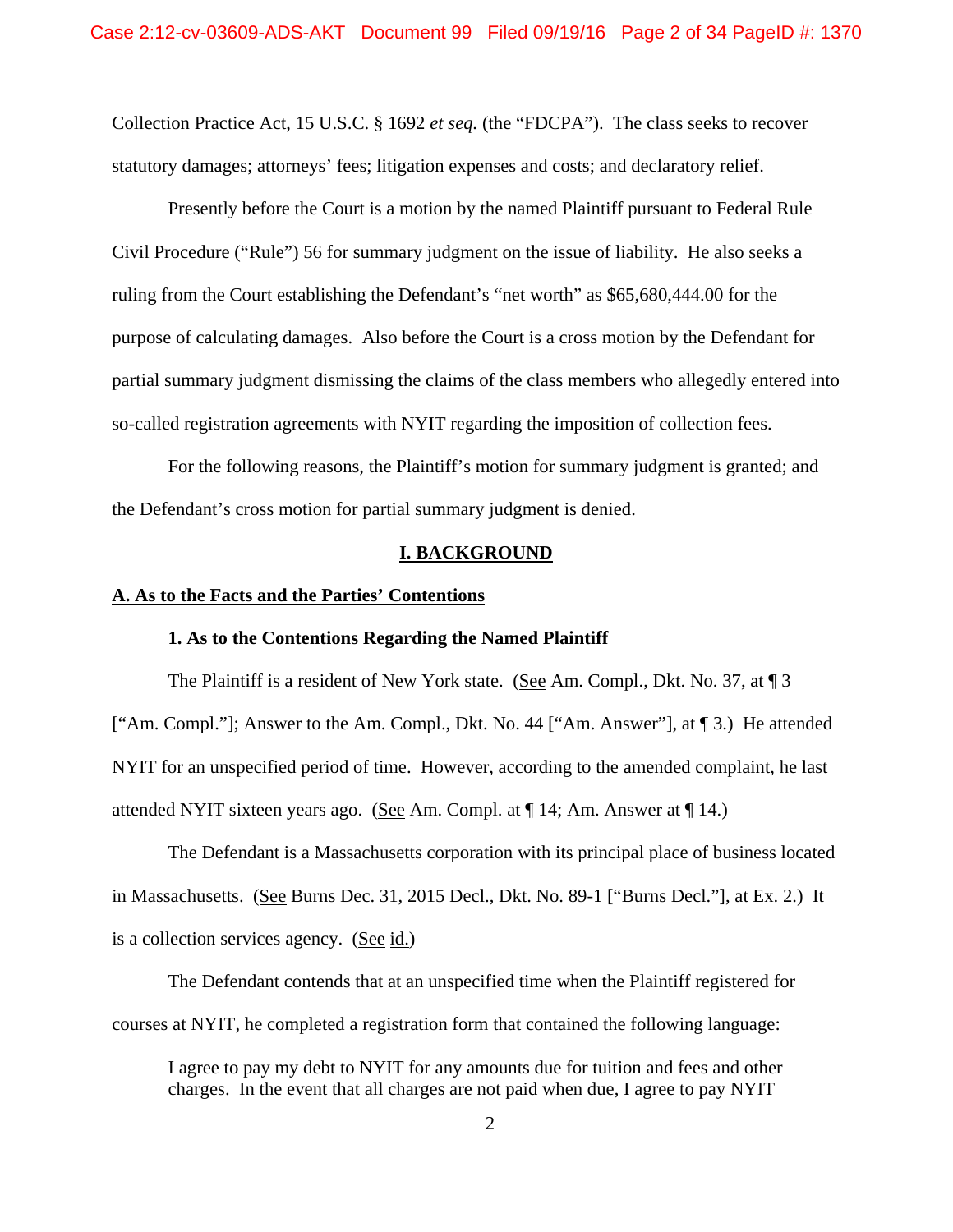Collection Practice Act, 15 U.S.C. § 1692 *et seq.* (the "FDCPA"). The class seeks to recover statutory damages; attorneys' fees; litigation expenses and costs; and declaratory relief.

Presently before the Court is a motion by the named Plaintiff pursuant to Federal Rule Civil Procedure ("Rule") 56 for summary judgment on the issue of liability. He also seeks a ruling from the Court establishing the Defendant's "net worth" as $65,680,444.00 for the purpose of calculating damages. Also before the Court is a cross motion by the Defendant for partial summary judgment dismissing the claims of the class members who allegedly entered into so-called registration agreements with NYIT regarding the imposition of collection fees.

For the following reasons, the Plaintiff's motion for summary judgment is granted; and the Defendant's cross motion for partial summary judgment is denied.

## I. BACKGROUND

### A. As to the Facts and the Parties' Contentions

#### 1. As to the Contentions Regarding the Named Plaintiff

The Plaintiff is a resident of New York state. (See Am. Compl., Dkt. No. 37, at ¶ 3 ["Am. Compl."]; Answer to the Am. Compl., Dkt. No. 44 ["Am. Answer"], at ¶ 3.) He attended NYIT for an unspecified period of time. However, according to the amended complaint, he last attended NYIT sixteen years ago. (See Am. Compl. at ¶ 14; Am. Answer at ¶ 14.)

The Defendant is a Massachusetts corporation with its principal place of business located in Massachusetts. (See Burns Dec. 31, 2015 Decl., Dkt. No. 89-1 ["Burns Decl."], at Ex. 2.) It is a collection services agency. (See id.)

The Defendant contends that at an unspecified time when the Plaintiff registered for courses at NYIT, he completed a registration form that contained the following language:

> I agree to pay my debt to NYIT for any amounts due for tuition and fees and other charges. In the event that all charges are not paid when due, I agree to pay NYIT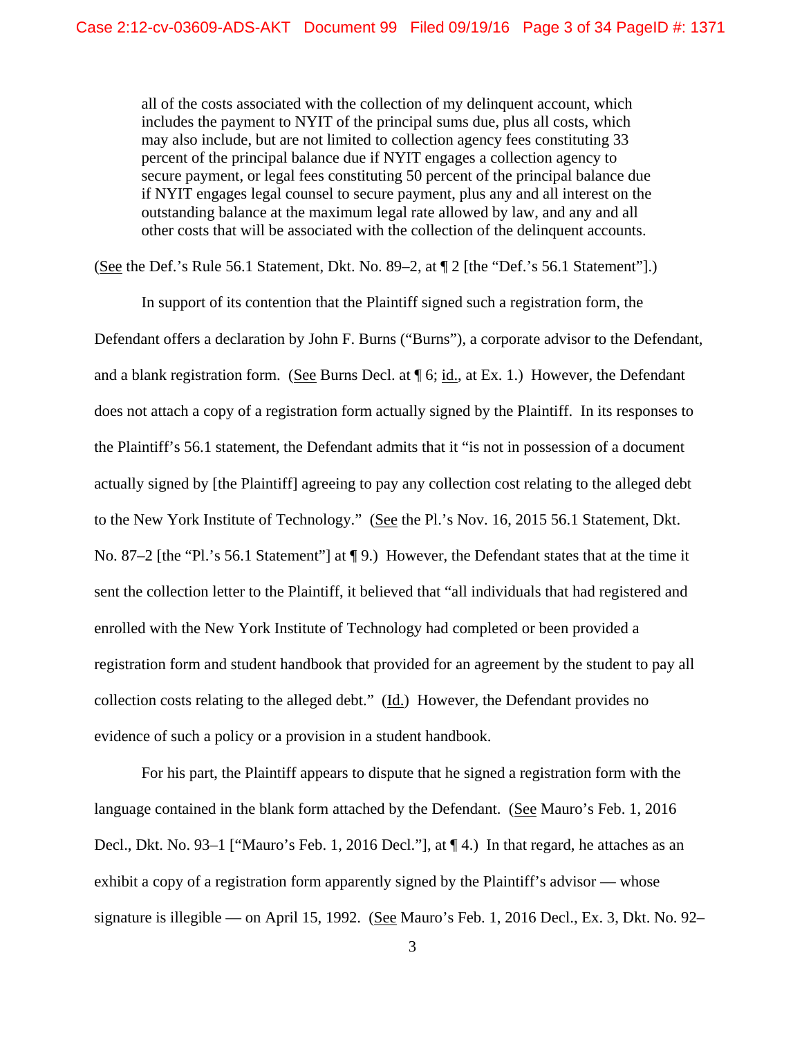> all of the costs associated with the collection of my delinquent account, which includes the payment to NYIT of the principal sums due, plus all costs, which may also include, but are not limited to collection agency fees constituting 33 percent of the principal balance due if NYIT engages a collection agency to secure payment, or legal fees constituting 50 percent of the principal balance due if NYIT engages legal counsel to secure payment, plus any and all interest on the outstanding balance at the maximum legal rate allowed by law, and any and all other costs that will be associated with the collection of the delinquent accounts.

(See the Def.'s Rule 56.1 Statement, Dkt. No. 89–2, at ¶ 2 [the "Def.'s 56.1 Statement"].)

In support of its contention that the Plaintiff signed such a registration form, the Defendant offers a declaration by John F. Burns ("Burns"), a corporate advisor to the Defendant, and a blank registration form. (See Burns Decl. at ¶ 6; id., at Ex. 1.) However, the Defendant does not attach a copy of a registration form actually signed by the Plaintiff. In its responses to the Plaintiff's 56.1 statement, the Defendant admits that it "is not in possession of a document actually signed by [the Plaintiff] agreeing to pay any collection cost relating to the alleged debt to the New York Institute of Technology." (See the Pl.'s Nov. 16, 2015 56.1 Statement, Dkt. No. 87–2 [the "Pl.'s 56.1 Statement"] at ¶ 9.) However, the Defendant states that at the time it sent the collection letter to the Plaintiff, it believed that "all individuals that had registered and enrolled with the New York Institute of Technology had completed or been provided a registration form and student handbook that provided for an agreement by the student to pay all collection costs relating to the alleged debt." (Id.) However, the Defendant provides no evidence of such a policy or a provision in a student handbook.

For his part, the Plaintiff appears to dispute that he signed a registration form with the language contained in the blank form attached by the Defendant. (See Mauro's Feb. 1, 2016 Decl., Dkt. No. 93–1 ["Mauro's Feb. 1, 2016 Decl."], at ¶ 4.) In that regard, he attaches as an exhibit a copy of a registration form apparently signed by the Plaintiff's advisor — whose signature is illegible — on April 15, 1992. (See Mauro's Feb. 1, 2016 Decl., Ex. 3, Dkt. No. 92–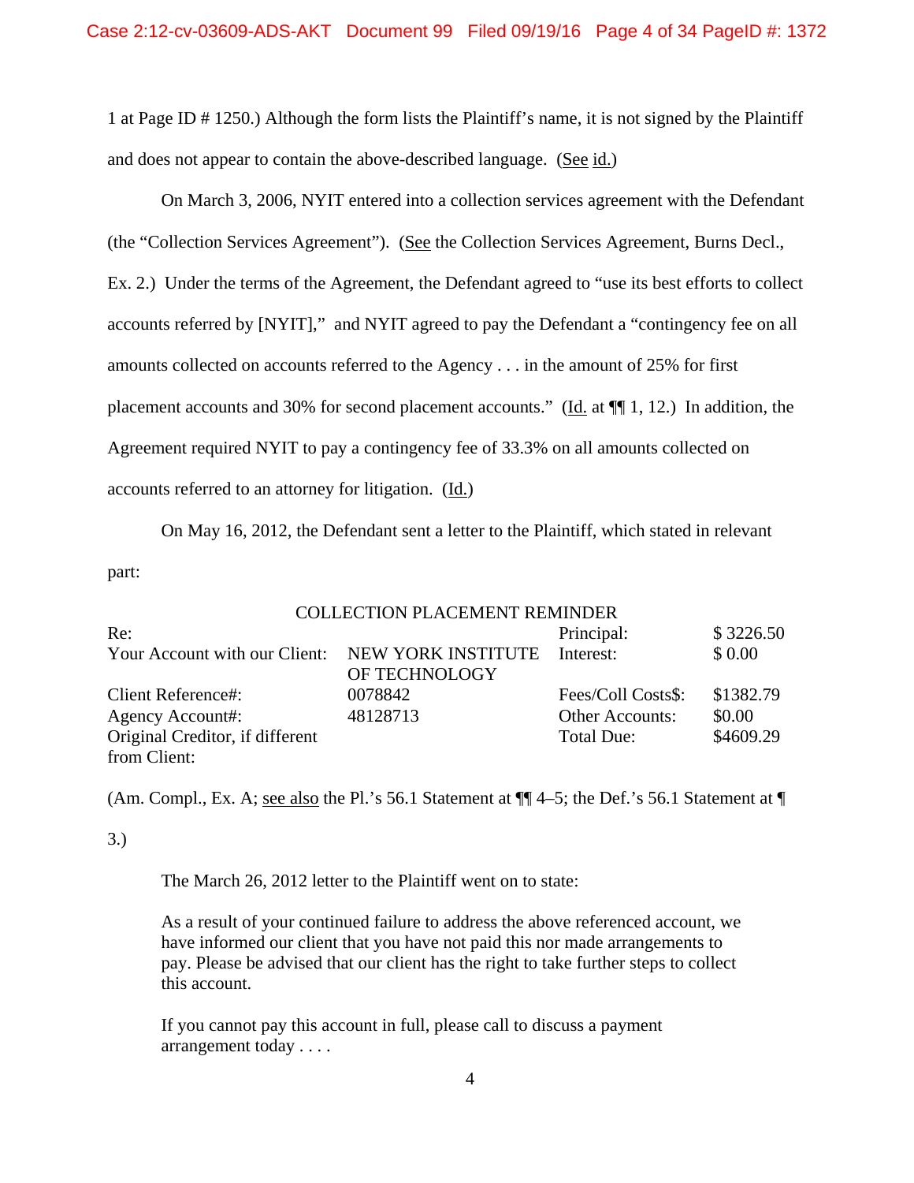1 at Page ID # 1250.) Although the form lists the Plaintiff's name, it is not signed by the Plaintiff and does not appear to contain the above-described language. (See id.)

On March 3, 2006, NYIT entered into a collection services agreement with the Defendant (the "Collection Services Agreement"). (See the Collection Services Agreement, Burns Decl., Ex. 2.) Under the terms of the Agreement, the Defendant agreed to "use its best efforts to collect accounts referred by [NYIT]," and NYIT agreed to pay the Defendant a "contingency fee on all amounts collected on accounts referred to the Agency . . . in the amount of 25% for first placement accounts and 30% for second placement accounts." (Id. at ¶¶ 1, 12.) In addition, the Agreement required NYIT to pay a contingency fee of 33.3% on all amounts collected on accounts referred to an attorney for litigation. (Id.)

On May 16, 2012, the Defendant sent a letter to the Plaintiff, which stated in relevant part:

COLLECTION PLACEMENT REMINDER

| | | | |
|---|---|---|---|
| Re: | | Principal: | $ 3226.50 |
| Your Account with our Client: | NEW YORK INSTITUTE OF TECHNOLOGY | Interest: | $ 0.00 |
| Client Reference#: | 0078842 | Fees/Coll Costs$: | $1382.79 |
| Agency Account#: | 48128713 | Other Accounts: | $0.00 |
| Original Creditor, if different from Client: | | Total Due: | $4609.29 |

(Am. Compl., Ex. A; see also the Pl.'s 56.1 Statement at ¶¶ 4–5; the Def.'s 56.1 Statement at ¶ 3.)

The March 26, 2012 letter to the Plaintiff went on to state:

> As a result of your continued failure to address the above referenced account, we have informed our client that you have not paid this nor made arrangements to pay. Please be advised that our client has the right to take further steps to collect this account.
>
> If you cannot pay this account in full, please call to discuss a payment arrangement today . . . .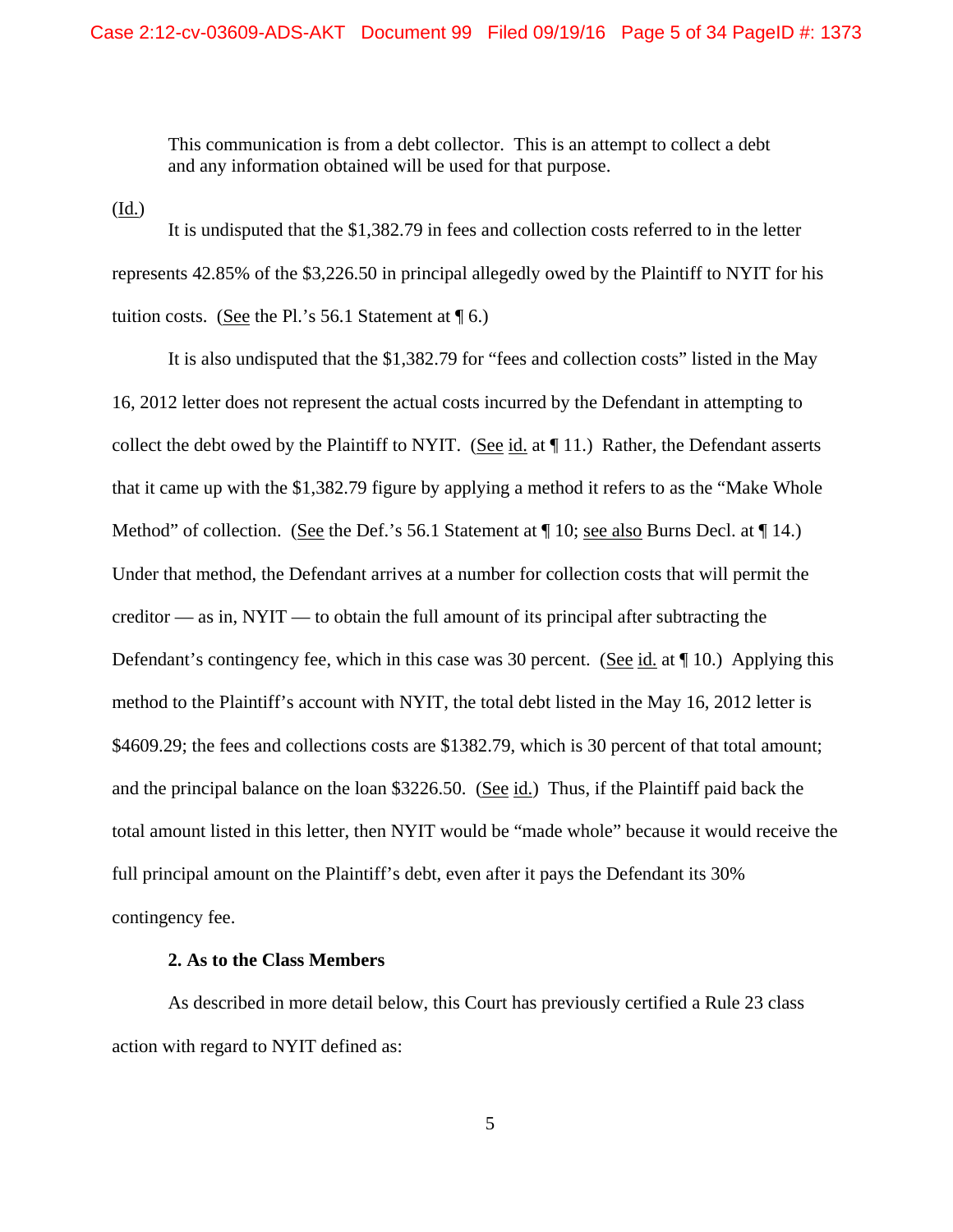> This communication is from a debt collector. This is an attempt to collect a debt and any information obtained will be used for that purpose.

(Id.)

It is undisputed that the $1,382.79 in fees and collection costs referred to in the letter represents 42.85% of the $3,226.50 in principal allegedly owed by the Plaintiff to NYIT for his tuition costs. (See the Pl.'s 56.1 Statement at ¶ 6.)

It is also undisputed that the $1,382.79 for "fees and collection costs" listed in the May 16, 2012 letter does not represent the actual costs incurred by the Defendant in attempting to collect the debt owed by the Plaintiff to NYIT. (See id. at ¶ 11.) Rather, the Defendant asserts that it came up with the $1,382.79 figure by applying a method it refers to as the "Make Whole Method" of collection. (See the Def.'s 56.1 Statement at ¶ 10; see also Burns Decl. at ¶ 14.) Under that method, the Defendant arrives at a number for collection costs that will permit the creditor — as in, NYIT — to obtain the full amount of its principal after subtracting the Defendant's contingency fee, which in this case was 30 percent. (See id. at ¶ 10.) Applying this method to the Plaintiff's account with NYIT, the total debt listed in the May 16, 2012 letter is $4609.29; the fees and collections costs are $1382.79, which is 30 percent of that total amount; and the principal balance on the loan $3226.50. (See id.) Thus, if the Plaintiff paid back the total amount listed in this letter, then NYIT would be "made whole" because it would receive the full principal amount on the Plaintiff's debt, even after it pays the Defendant its 30% contingency fee.

**2. As to the Class Members**

As described in more detail below, this Court has previously certified a Rule 23 class action with regard to NYIT defined as: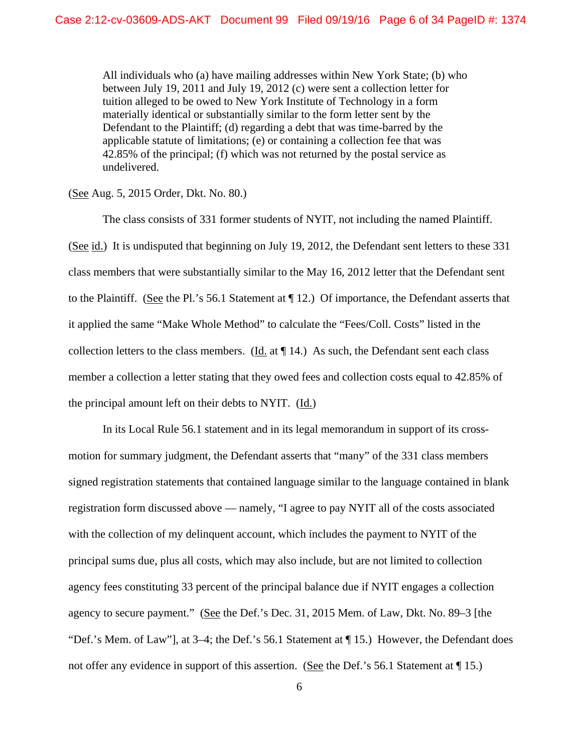> All individuals who (a) have mailing addresses within New York State; (b) who between July 19, 2011 and July 19, 2012 (c) were sent a collection letter for tuition alleged to be owed to New York Institute of Technology in a form materially identical or substantially similar to the form letter sent by the Defendant to the Plaintiff; (d) regarding a debt that was time-barred by the applicable statute of limitations; (e) or containing a collection fee that was 42.85% of the principal; (f) which was not returned by the postal service as undelivered.

(See Aug. 5, 2015 Order, Dkt. No. 80.)

The class consists of 331 former students of NYIT, not including the named Plaintiff. (See id.) It is undisputed that beginning on July 19, 2012, the Defendant sent letters to these 331 class members that were substantially similar to the May 16, 2012 letter that the Defendant sent to the Plaintiff. (See the Pl.'s 56.1 Statement at ¶ 12.) Of importance, the Defendant asserts that it applied the same "Make Whole Method" to calculate the "Fees/Coll. Costs" listed in the collection letters to the class members. (Id. at ¶ 14.) As such, the Defendant sent each class member a collection a letter stating that they owed fees and collection costs equal to 42.85% of the principal amount left on their debts to NYIT. (Id.)

In its Local Rule 56.1 statement and in its legal memorandum in support of its cross-motion for summary judgment, the Defendant asserts that "many" of the 331 class members signed registration statements that contained language similar to the language contained in blank registration form discussed above — namely, "I agree to pay NYIT all of the costs associated with the collection of my delinquent account, which includes the payment to NYIT of the principal sums due, plus all costs, which may also include, but are not limited to collection agency fees constituting 33 percent of the principal balance due if NYIT engages a collection agency to secure payment." (See the Def.'s Dec. 31, 2015 Mem. of Law, Dkt. No. 89–3 [the "Def.'s Mem. of Law"], at 3–4; the Def.'s 56.1 Statement at ¶ 15.) However, the Defendant does not offer any evidence in support of this assertion. (See the Def.'s 56.1 Statement at ¶ 15.)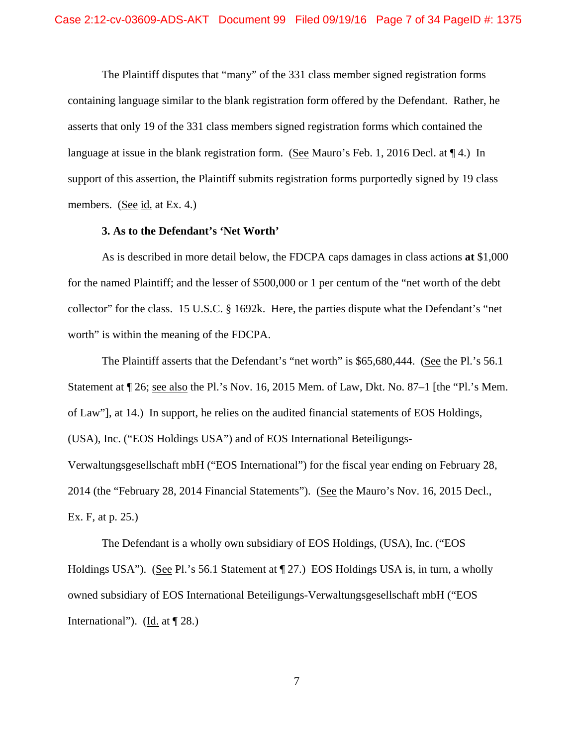The Plaintiff disputes that "many" of the 331 class member signed registration forms containing language similar to the blank registration form offered by the Defendant. Rather, he asserts that only 19 of the 331 class members signed registration forms which contained the language at issue in the blank registration form. (See Mauro's Feb. 1, 2016 Decl. at ¶ 4.) In support of this assertion, the Plaintiff submits registration forms purportedly signed by 19 class members. (See id. at Ex. 4.)

**3. As to the Defendant's 'Net Worth'**

As is described in more detail below, the FDCPA caps damages in class actions **at** $1,000 for the named Plaintiff; and the lesser of $500,000 or 1 per centum of the "net worth of the debt collector" for the class. 15 U.S.C. § 1692k. Here, the parties dispute what the Defendant's "net worth" is within the meaning of the FDCPA.

The Plaintiff asserts that the Defendant's "net worth" is $65,680,444. (See the Pl.'s 56.1 Statement at ¶ 26; see also the Pl.'s Nov. 16, 2015 Mem. of Law, Dkt. No. 87–1 [the "Pl.'s Mem. of Law"], at 14.) In support, he relies on the audited financial statements of EOS Holdings, (USA), Inc. ("EOS Holdings USA") and of EOS International Beteiligungs-Verwaltungsgesellschaft mbH ("EOS International") for the fiscal year ending on February 28, 2014 (the "February 28, 2014 Financial Statements"). (See the Mauro's Nov. 16, 2015 Decl., Ex. F, at p. 25.)

The Defendant is a wholly own subsidiary of EOS Holdings, (USA), Inc. ("EOS Holdings USA"). (See Pl.'s 56.1 Statement at ¶ 27.) EOS Holdings USA is, in turn, a wholly owned subsidiary of EOS International Beteiligungs-Verwaltungsgesellschaft mbH ("EOS International"). (Id. at ¶ 28.)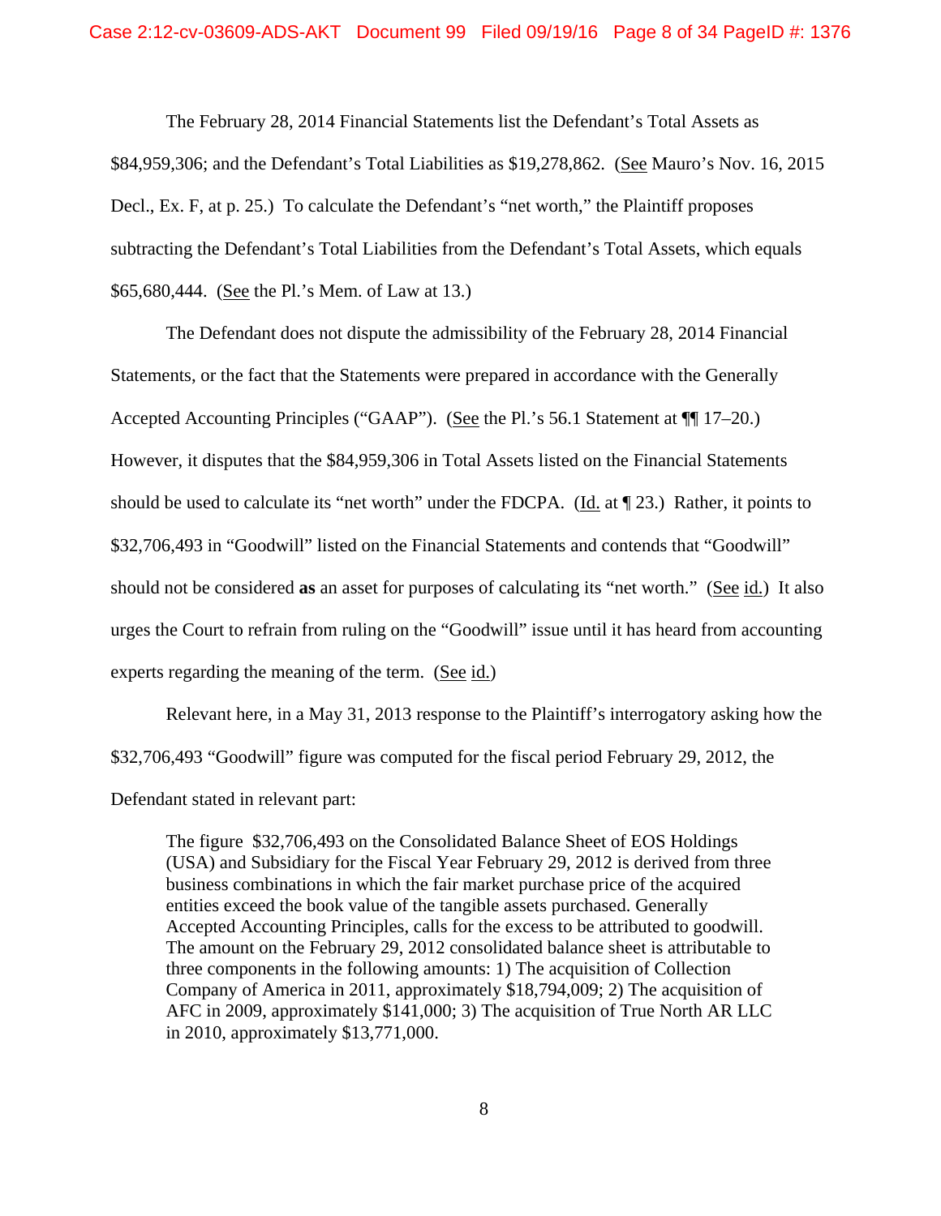The February 28, 2014 Financial Statements list the Defendant's Total Assets as $84,959,306; and the Defendant's Total Liabilities as $19,278,862. (See Mauro's Nov. 16, 2015 Decl., Ex. F, at p. 25.) To calculate the Defendant's "net worth," the Plaintiff proposes subtracting the Defendant's Total Liabilities from the Defendant's Total Assets, which equals $65,680,444. (See the Pl.'s Mem. of Law at 13.)

The Defendant does not dispute the admissibility of the February 28, 2014 Financial Statements, or the fact that the Statements were prepared in accordance with the Generally Accepted Accounting Principles ("GAAP"). (See the Pl.'s 56.1 Statement at ¶¶ 17–20.) However, it disputes that the $84,959,306 in Total Assets listed on the Financial Statements should be used to calculate its "net worth" under the FDCPA. (Id. at ¶ 23.) Rather, it points to $32,706,493 in "Goodwill" listed on the Financial Statements and contends that "Goodwill" should not be considered **as** an asset for purposes of calculating its "net worth." (See id.) It also urges the Court to refrain from ruling on the "Goodwill" issue until it has heard from accounting experts regarding the meaning of the term. (See id.)

Relevant here, in a May 31, 2013 response to the Plaintiff's interrogatory asking how the $32,706,493 "Goodwill" figure was computed for the fiscal period February 29, 2012, the Defendant stated in relevant part:

> The figure $32,706,493 on the Consolidated Balance Sheet of EOS Holdings (USA) and Subsidiary for the Fiscal Year February 29, 2012 is derived from three business combinations in which the fair market purchase price of the acquired entities exceed the book value of the tangible assets purchased. Generally Accepted Accounting Principles, calls for the excess to be attributed to goodwill. The amount on the February 29, 2012 consolidated balance sheet is attributable to three components in the following amounts: 1) The acquisition of Collection Company of America in 2011, approximately $18,794,009; 2) The acquisition of AFC in 2009, approximately $141,000; 3) The acquisition of True North AR LLC in 2010, approximately $13,771,000.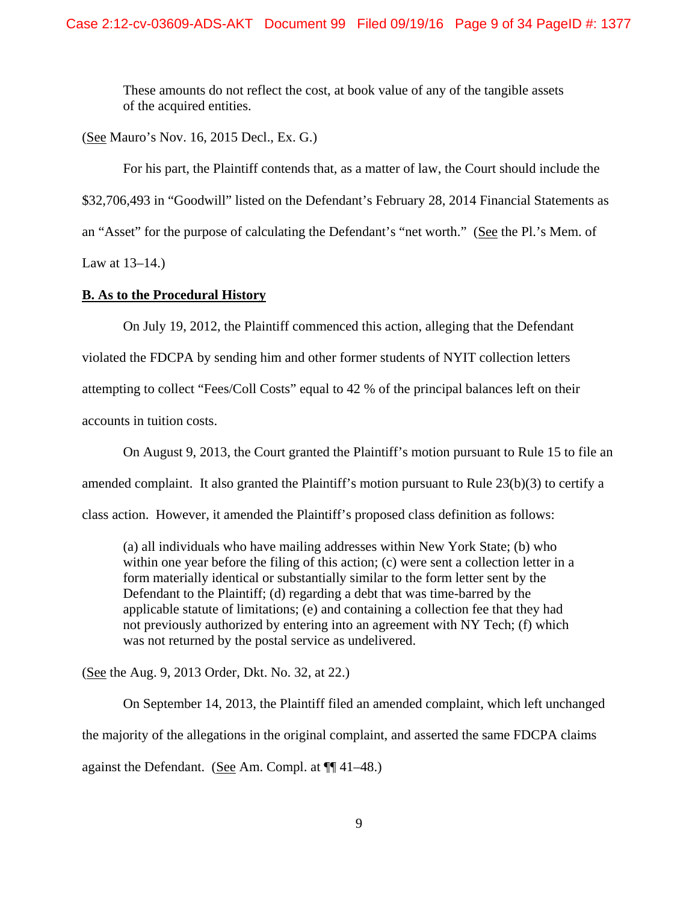These amounts do not reflect the cost, at book value of any of the tangible assets of the acquired entities.

(See Mauro's Nov. 16, 2015 Decl., Ex. G.)

For his part, the Plaintiff contends that, as a matter of law, the Court should include the $32,706,493 in "Goodwill" listed on the Defendant's February 28, 2014 Financial Statements as an "Asset" for the purpose of calculating the Defendant's "net worth." (See the Pl.'s Mem. of Law at 13–14.)

**B. As to the Procedural History**

On July 19, 2012, the Plaintiff commenced this action, alleging that the Defendant violated the FDCPA by sending him and other former students of NYIT collection letters attempting to collect "Fees/Coll Costs" equal to 42 % of the principal balances left on their accounts in tuition costs.

On August 9, 2013, the Court granted the Plaintiff's motion pursuant to Rule 15 to file an amended complaint. It also granted the Plaintiff's motion pursuant to Rule 23(b)(3) to certify a class action. However, it amended the Plaintiff's proposed class definition as follows:

> (a) all individuals who have mailing addresses within New York State; (b) who within one year before the filing of this action; (c) were sent a collection letter in a form materially identical or substantially similar to the form letter sent by the Defendant to the Plaintiff; (d) regarding a debt that was time-barred by the applicable statute of limitations; (e) and containing a collection fee that they had not previously authorized by entering into an agreement with NY Tech; (f) which was not returned by the postal service as undelivered.

(See the Aug. 9, 2013 Order, Dkt. No. 32, at 22.)

On September 14, 2013, the Plaintiff filed an amended complaint, which left unchanged the majority of the allegations in the original complaint, and asserted the same FDCPA claims against the Defendant. (See Am. Compl. at ¶¶ 41–48.)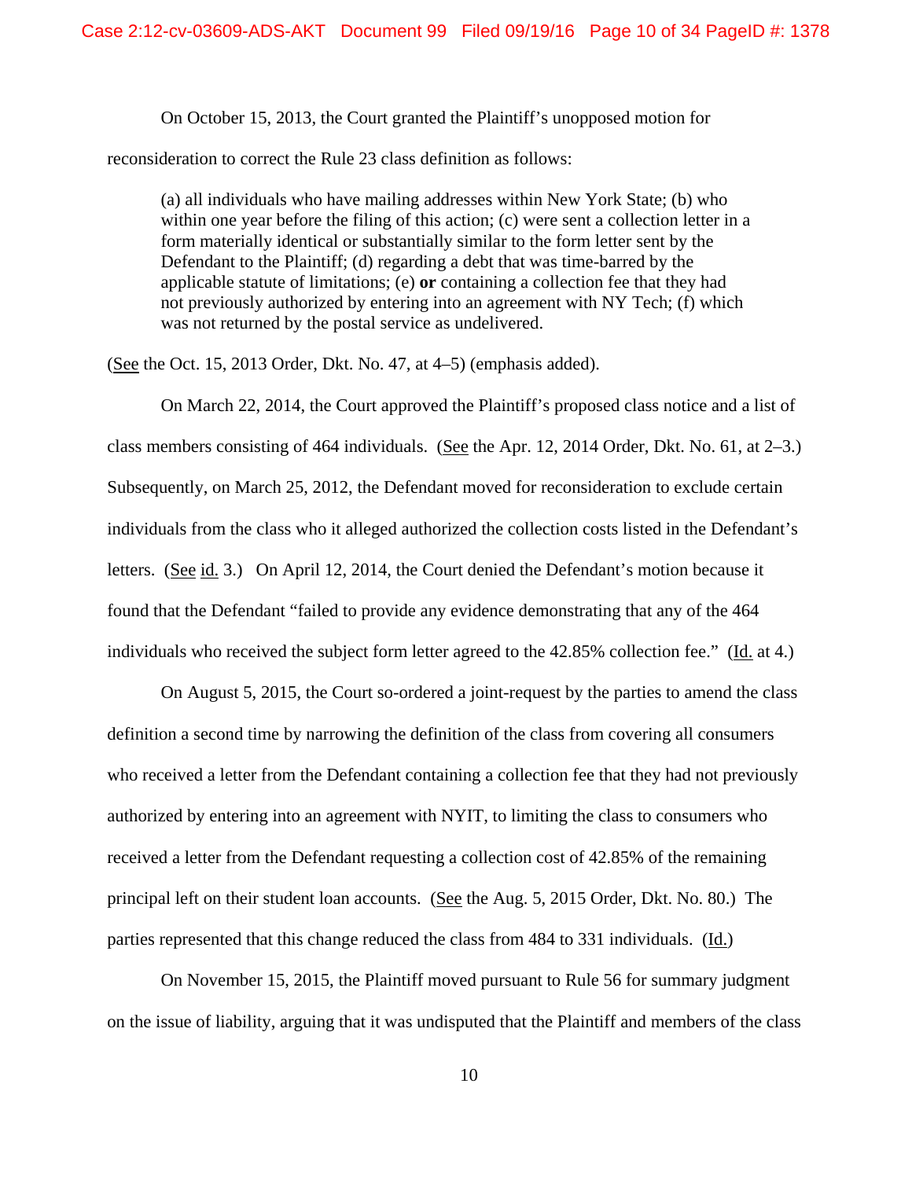On October 15, 2013, the Court granted the Plaintiff's unopposed motion for reconsideration to correct the Rule 23 class definition as follows:

> (a) all individuals who have mailing addresses within New York State; (b) who within one year before the filing of this action; (c) were sent a collection letter in a form materially identical or substantially similar to the form letter sent by the Defendant to the Plaintiff; (d) regarding a debt that was time-barred by the applicable statute of limitations; (e) **or** containing a collection fee that they had not previously authorized by entering into an agreement with NY Tech; (f) which was not returned by the postal service as undelivered.

(See the Oct. 15, 2013 Order, Dkt. No. 47, at 4–5) (emphasis added).

On March 22, 2014, the Court approved the Plaintiff's proposed class notice and a list of class members consisting of 464 individuals. (See the Apr. 12, 2014 Order, Dkt. No. 61, at 2–3.) Subsequently, on March 25, 2012, the Defendant moved for reconsideration to exclude certain individuals from the class who it alleged authorized the collection costs listed in the Defendant's letters. (See id. 3.) On April 12, 2014, the Court denied the Defendant's motion because it found that the Defendant "failed to provide any evidence demonstrating that any of the 464 individuals who received the subject form letter agreed to the 42.85% collection fee." (Id. at 4.)

On August 5, 2015, the Court so-ordered a joint-request by the parties to amend the class definition a second time by narrowing the definition of the class from covering all consumers who received a letter from the Defendant containing a collection fee that they had not previously authorized by entering into an agreement with NYIT, to limiting the class to consumers who received a letter from the Defendant requesting a collection cost of 42.85% of the remaining principal left on their student loan accounts. (See the Aug. 5, 2015 Order, Dkt. No. 80.) The parties represented that this change reduced the class from 484 to 331 individuals. (Id.)

On November 15, 2015, the Plaintiff moved pursuant to Rule 56 for summary judgment on the issue of liability, arguing that it was undisputed that the Plaintiff and members of the class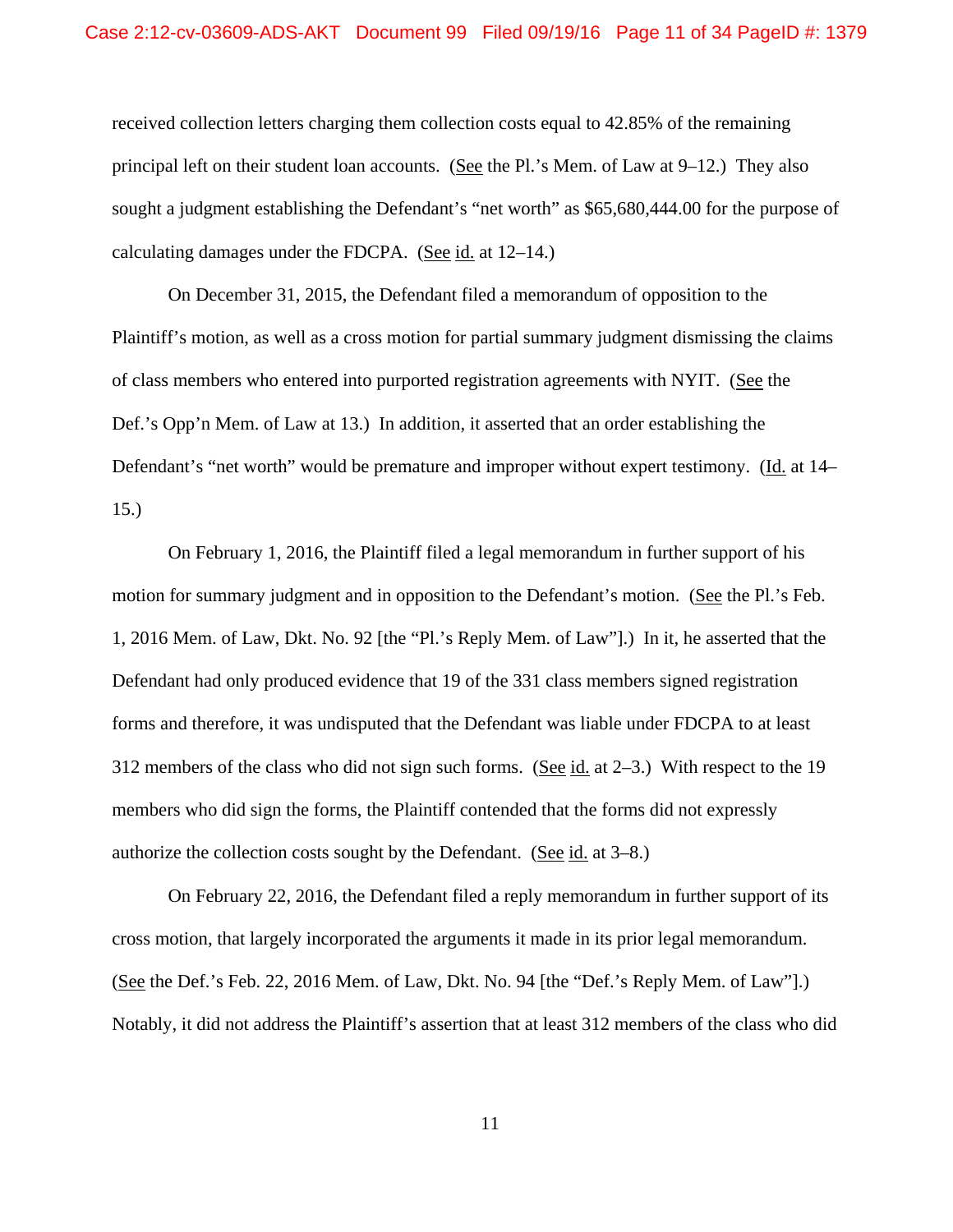received collection letters charging them collection costs equal to 42.85% of the remaining principal left on their student loan accounts. (See the Pl.'s Mem. of Law at 9–12.) They also sought a judgment establishing the Defendant's "net worth" as $65,680,444.00 for the purpose of calculating damages under the FDCPA. (See id. at 12–14.)

On December 31, 2015, the Defendant filed a memorandum of opposition to the Plaintiff's motion, as well as a cross motion for partial summary judgment dismissing the claims of class members who entered into purported registration agreements with NYIT. (See the Def.'s Opp'n Mem. of Law at 13.) In addition, it asserted that an order establishing the Defendant's "net worth" would be premature and improper without expert testimony. (Id. at 14–15.)

On February 1, 2016, the Plaintiff filed a legal memorandum in further support of his motion for summary judgment and in opposition to the Defendant's motion. (See the Pl.'s Feb. 1, 2016 Mem. of Law, Dkt. No. 92 [the "Pl.'s Reply Mem. of Law"].) In it, he asserted that the Defendant had only produced evidence that 19 of the 331 class members signed registration forms and therefore, it was undisputed that the Defendant was liable under FDCPA to at least 312 members of the class who did not sign such forms. (See id. at 2–3.) With respect to the 19 members who did sign the forms, the Plaintiff contended that the forms did not expressly authorize the collection costs sought by the Defendant. (See id. at 3–8.)

On February 22, 2016, the Defendant filed a reply memorandum in further support of its cross motion, that largely incorporated the arguments it made in its prior legal memorandum. (See the Def.'s Feb. 22, 2016 Mem. of Law, Dkt. No. 94 [the "Def.'s Reply Mem. of Law"].) Notably, it did not address the Plaintiff's assertion that at least 312 members of the class who did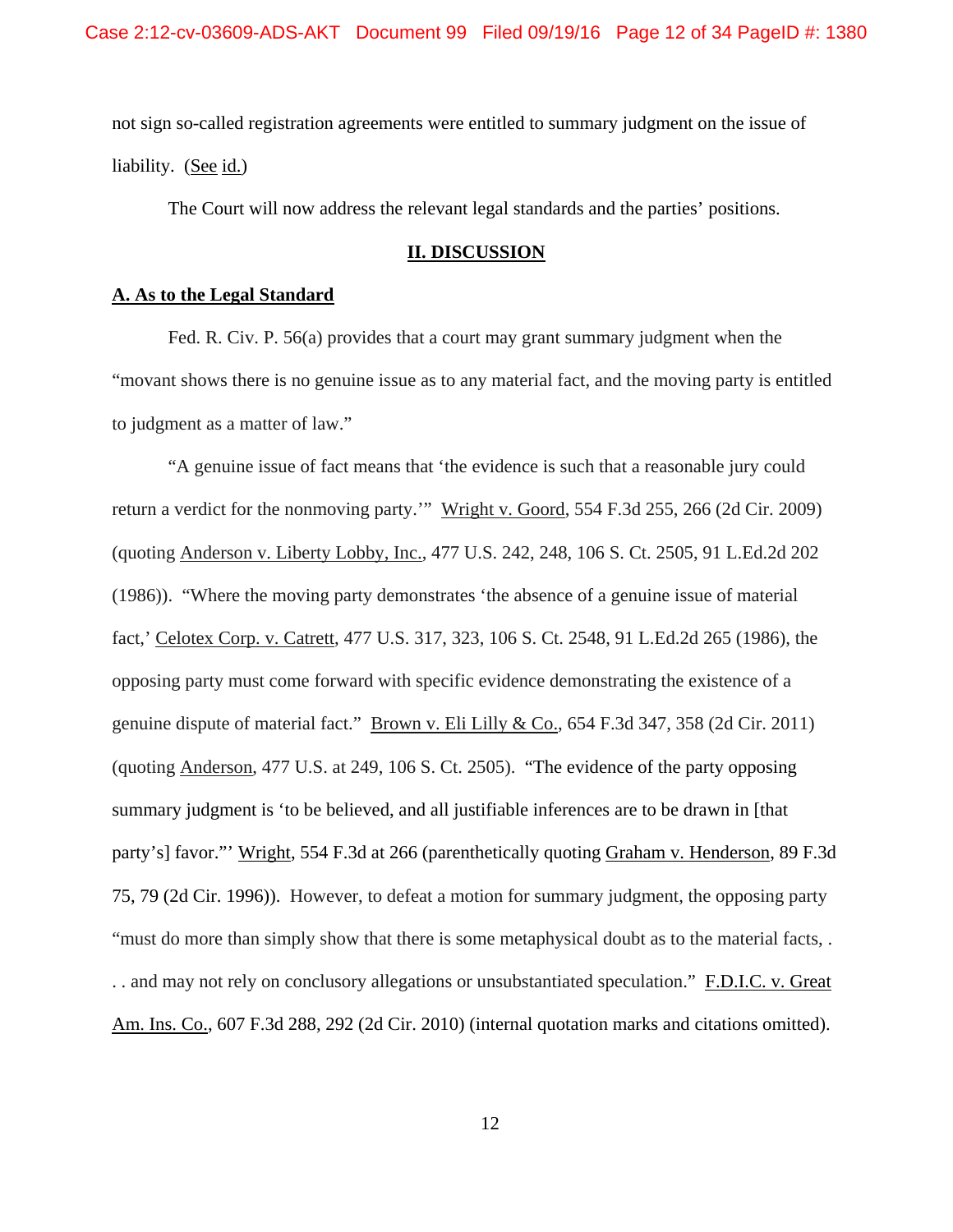not sign so-called registration agreements were entitled to summary judgment on the issue of liability. (See id.)

The Court will now address the relevant legal standards and the parties' positions.

## II. DISCUSSION

### A. As to the Legal Standard

Fed. R. Civ. P. 56(a) provides that a court may grant summary judgment when the "movant shows there is no genuine issue as to any material fact, and the moving party is entitled to judgment as a matter of law."

"A genuine issue of fact means that 'the evidence is such that a reasonable jury could return a verdict for the nonmoving party.'" Wright v. Goord, 554 F.3d 255, 266 (2d Cir. 2009) (quoting Anderson v. Liberty Lobby, Inc., 477 U.S. 242, 248, 106 S. Ct. 2505, 91 L.Ed.2d 202 (1986)). "Where the moving party demonstrates 'the absence of a genuine issue of material fact,' Celotex Corp. v. Catrett, 477 U.S. 317, 323, 106 S. Ct. 2548, 91 L.Ed.2d 265 (1986), the opposing party must come forward with specific evidence demonstrating the existence of a genuine dispute of material fact." Brown v. Eli Lilly & Co., 654 F.3d 347, 358 (2d Cir. 2011) (quoting Anderson, 477 U.S. at 249, 106 S. Ct. 2505). "The evidence of the party opposing summary judgment is 'to be believed, and all justifiable inferences are to be drawn in [that party's] favor."' Wright, 554 F.3d at 266 (parenthetically quoting Graham v. Henderson, 89 F.3d 75, 79 (2d Cir. 1996)). However, to defeat a motion for summary judgment, the opposing party "must do more than simply show that there is some metaphysical doubt as to the material facts, . . . and may not rely on conclusory allegations or unsubstantiated speculation." F.D.I.C. v. Great Am. Ins. Co., 607 F.3d 288, 292 (2d Cir. 2010) (internal quotation marks and citations omitted).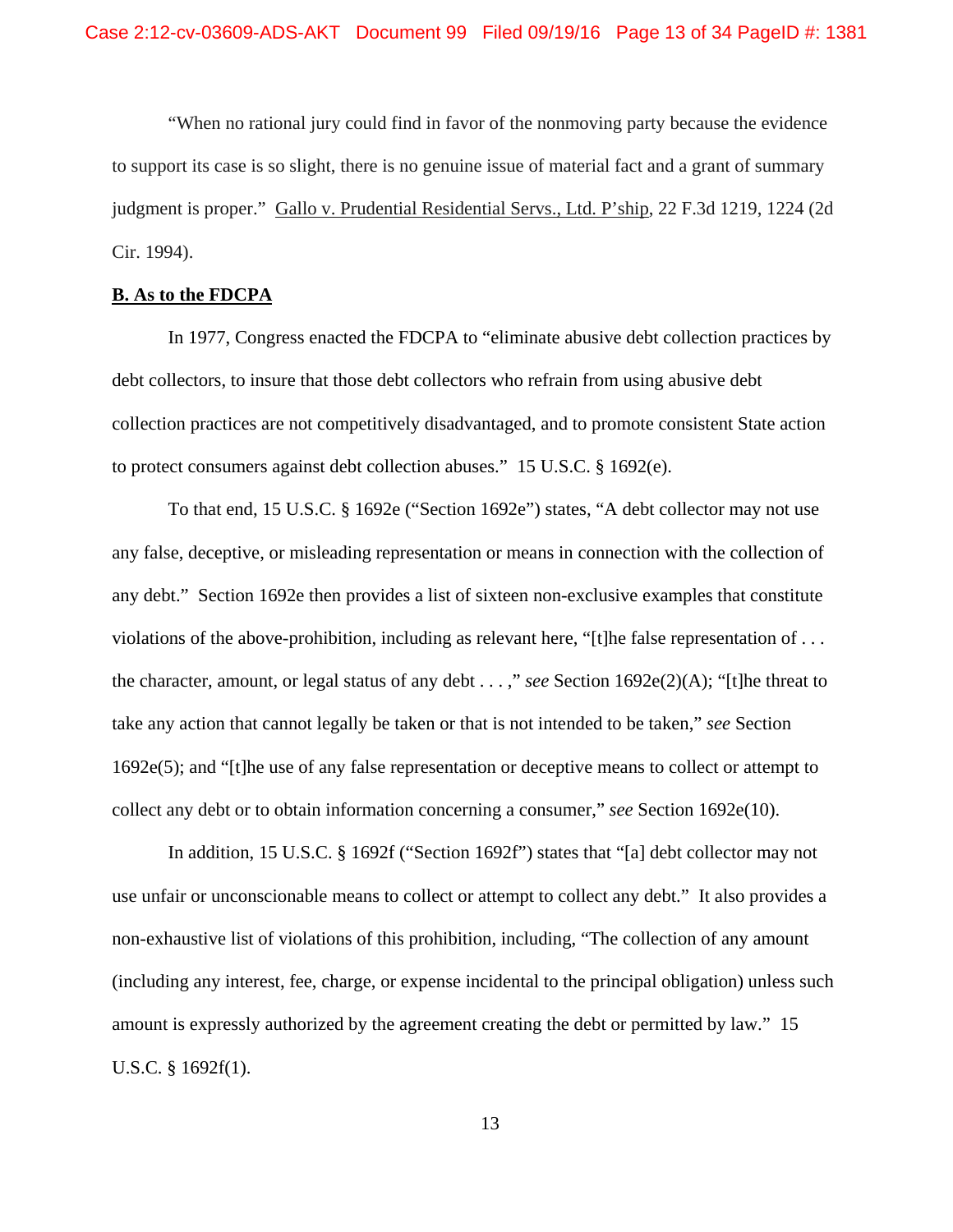"When no rational jury could find in favor of the nonmoving party because the evidence to support its case is so slight, there is no genuine issue of material fact and a grant of summary judgment is proper." Gallo v. Prudential Residential Servs., Ltd. P'ship, 22 F.3d 1219, 1224 (2d Cir. 1994).

**B. As to the FDCPA**

In 1977, Congress enacted the FDCPA to "eliminate abusive debt collection practices by debt collectors, to insure that those debt collectors who refrain from using abusive debt collection practices are not competitively disadvantaged, and to promote consistent State action to protect consumers against debt collection abuses." 15 U.S.C. § 1692(e).

To that end, 15 U.S.C. § 1692e ("Section 1692e") states, "A debt collector may not use any false, deceptive, or misleading representation or means in connection with the collection of any debt." Section 1692e then provides a list of sixteen non-exclusive examples that constitute violations of the above-prohibition, including as relevant here, "[t]he false representation of . . . the character, amount, or legal status of any debt . . . ," *see* Section 1692e(2)(A); "[t]he threat to take any action that cannot legally be taken or that is not intended to be taken," *see* Section 1692e(5); and "[t]he use of any false representation or deceptive means to collect or attempt to collect any debt or to obtain information concerning a consumer," *see* Section 1692e(10).

In addition, 15 U.S.C. § 1692f ("Section 1692f") states that "[a] debt collector may not use unfair or unconscionable means to collect or attempt to collect any debt." It also provides a non-exhaustive list of violations of this prohibition, including, "The collection of any amount (including any interest, fee, charge, or expense incidental to the principal obligation) unless such amount is expressly authorized by the agreement creating the debt or permitted by law." 15 U.S.C. § 1692f(1).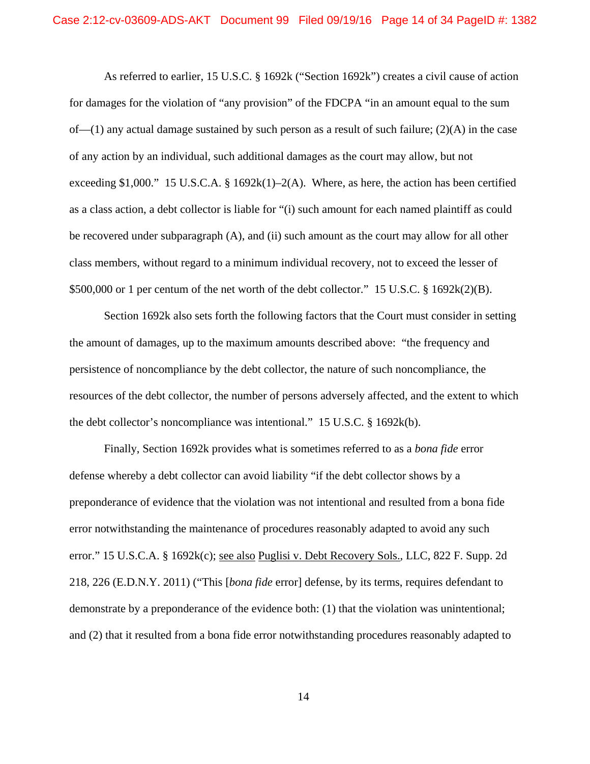As referred to earlier, 15 U.S.C. § 1692k ("Section 1692k") creates a civil cause of action for damages for the violation of "any provision" of the FDCPA "in an amount equal to the sum of—(1) any actual damage sustained by such person as a result of such failure; (2)(A) in the case of any action by an individual, such additional damages as the court may allow, but not exceeding $1,000." 15 U.S.C.A. § 1692k(1)–2(A). Where, as here, the action has been certified as a class action, a debt collector is liable for "(i) such amount for each named plaintiff as could be recovered under subparagraph (A), and (ii) such amount as the court may allow for all other class members, without regard to a minimum individual recovery, not to exceed the lesser of $500,000 or 1 per centum of the net worth of the debt collector." 15 U.S.C. § 1692k(2)(B).

Section 1692k also sets forth the following factors that the Court must consider in setting the amount of damages, up to the maximum amounts described above: "the frequency and persistence of noncompliance by the debt collector, the nature of such noncompliance, the resources of the debt collector, the number of persons adversely affected, and the extent to which the debt collector's noncompliance was intentional." 15 U.S.C. § 1692k(b).

Finally, Section 1692k provides what is sometimes referred to as a *bona fide* error defense whereby a debt collector can avoid liability "if the debt collector shows by a preponderance of evidence that the violation was not intentional and resulted from a bona fide error notwithstanding the maintenance of procedures reasonably adapted to avoid any such error." 15 U.S.C.A. § 1692k(c); see also Puglisi v. Debt Recovery Sols., LLC, 822 F. Supp. 2d 218, 226 (E.D.N.Y. 2011) ("This [*bona fide* error] defense, by its terms, requires defendant to demonstrate by a preponderance of the evidence both: (1) that the violation was unintentional; and (2) that it resulted from a bona fide error notwithstanding procedures reasonably adapted to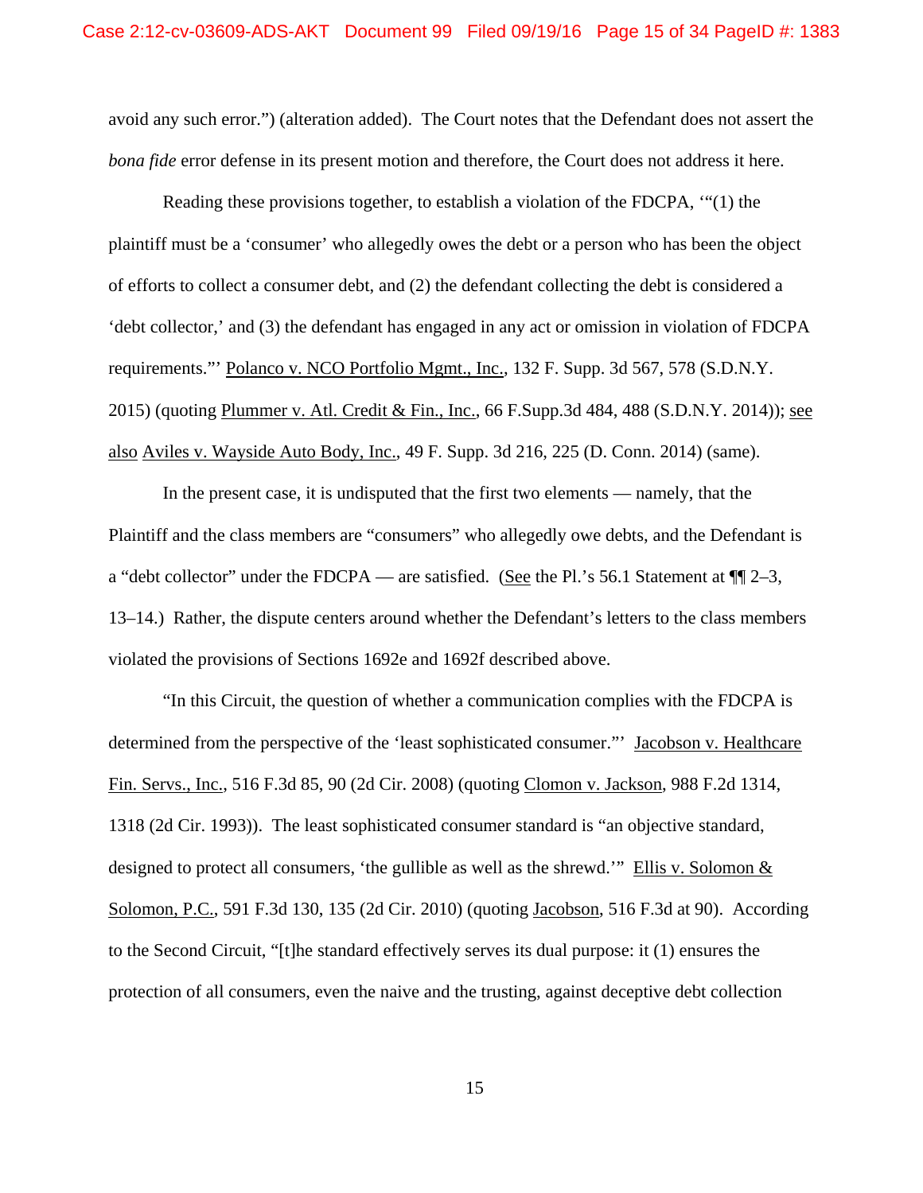avoid any such error.") (alteration added). The Court notes that the Defendant does not assert the *bona fide* error defense in its present motion and therefore, the Court does not address it here.

Reading these provisions together, to establish a violation of the FDCPA, '"(1) the plaintiff must be a 'consumer' who allegedly owes the debt or a person who has been the object of efforts to collect a consumer debt, and (2) the defendant collecting the debt is considered a 'debt collector,' and (3) the defendant has engaged in any act or omission in violation of FDCPA requirements."' Polanco v. NCO Portfolio Mgmt., Inc., 132 F. Supp. 3d 567, 578 (S.D.N.Y. 2015) (quoting Plummer v. Atl. Credit & Fin., Inc., 66 F.Supp.3d 484, 488 (S.D.N.Y. 2014)); see also Aviles v. Wayside Auto Body, Inc., 49 F. Supp. 3d 216, 225 (D. Conn. 2014) (same).

In the present case, it is undisputed that the first two elements — namely, that the Plaintiff and the class members are "consumers" who allegedly owe debts, and the Defendant is a "debt collector" under the FDCPA — are satisfied. (See the Pl.'s 56.1 Statement at ¶¶ 2–3, 13–14.) Rather, the dispute centers around whether the Defendant's letters to the class members violated the provisions of Sections 1692e and 1692f described above.

"In this Circuit, the question of whether a communication complies with the FDCPA is determined from the perspective of the 'least sophisticated consumer."' Jacobson v. Healthcare Fin. Servs., Inc., 516 F.3d 85, 90 (2d Cir. 2008) (quoting Clomon v. Jackson, 988 F.2d 1314, 1318 (2d Cir. 1993)). The least sophisticated consumer standard is "an objective standard, designed to protect all consumers, 'the gullible as well as the shrewd.'" Ellis v. Solomon & Solomon, P.C., 591 F.3d 130, 135 (2d Cir. 2010) (quoting Jacobson, 516 F.3d at 90). According to the Second Circuit, "[t]he standard effectively serves its dual purpose: it (1) ensures the protection of all consumers, even the naive and the trusting, against deceptive debt collection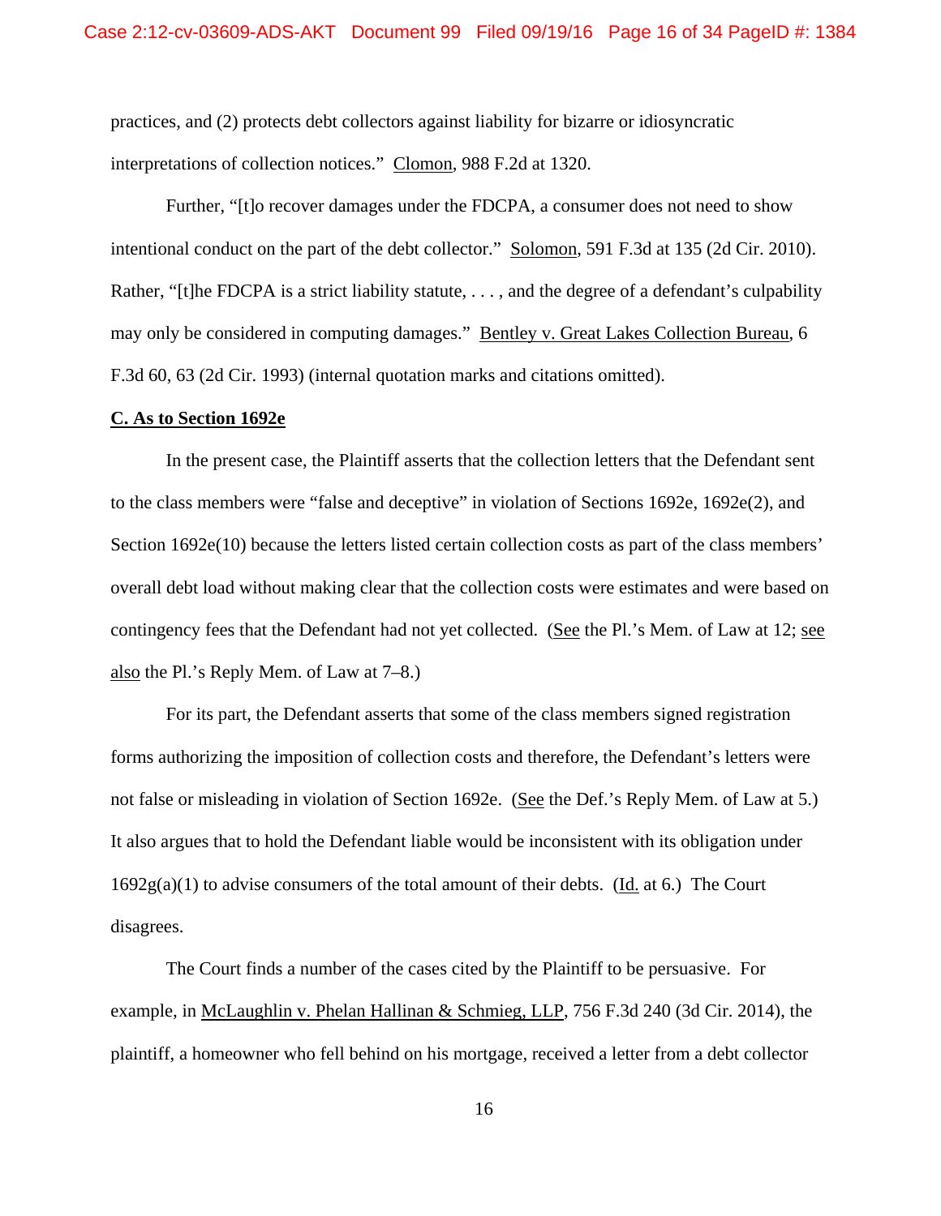practices, and (2) protects debt collectors against liability for bizarre or idiosyncratic interpretations of collection notices." Clomon, 988 F.2d at 1320.

Further, "[t]o recover damages under the FDCPA, a consumer does not need to show intentional conduct on the part of the debt collector." Solomon, 591 F.3d at 135 (2d Cir. 2010). Rather, "[t]he FDCPA is a strict liability statute, . . . , and the degree of a defendant's culpability may only be considered in computing damages." Bentley v. Great Lakes Collection Bureau, 6 F.3d 60, 63 (2d Cir. 1993) (internal quotation marks and citations omitted).

**C. As to Section 1692e**

In the present case, the Plaintiff asserts that the collection letters that the Defendant sent to the class members were "false and deceptive" in violation of Sections 1692e, 1692e(2), and Section 1692e(10) because the letters listed certain collection costs as part of the class members' overall debt load without making clear that the collection costs were estimates and were based on contingency fees that the Defendant had not yet collected. (See the Pl.'s Mem. of Law at 12; see also the Pl.'s Reply Mem. of Law at 7–8.)

For its part, the Defendant asserts that some of the class members signed registration forms authorizing the imposition of collection costs and therefore, the Defendant's letters were not false or misleading in violation of Section 1692e. (See the Def.'s Reply Mem. of Law at 5.) It also argues that to hold the Defendant liable would be inconsistent with its obligation under 1692g(a)(1) to advise consumers of the total amount of their debts. (Id. at 6.) The Court disagrees.

The Court finds a number of the cases cited by the Plaintiff to be persuasive. For example, in McLaughlin v. Phelan Hallinan & Schmieg, LLP, 756 F.3d 240 (3d Cir. 2014), the plaintiff, a homeowner who fell behind on his mortgage, received a letter from a debt collector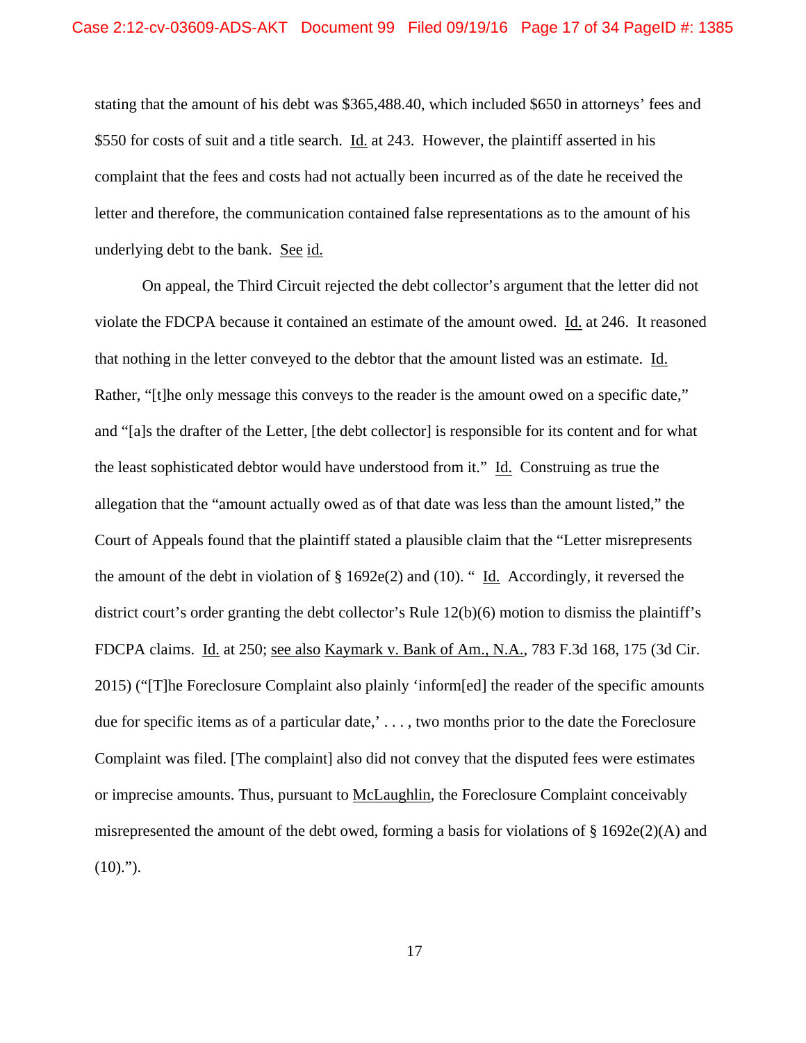stating that the amount of his debt was $365,488.40, which included $650 in attorneys' fees and $550 for costs of suit and a title search. Id. at 243. However, the plaintiff asserted in his complaint that the fees and costs had not actually been incurred as of the date he received the letter and therefore, the communication contained false representations as to the amount of his underlying debt to the bank. See id.

On appeal, the Third Circuit rejected the debt collector's argument that the letter did not violate the FDCPA because it contained an estimate of the amount owed. Id. at 246. It reasoned that nothing in the letter conveyed to the debtor that the amount listed was an estimate. Id. Rather, "[t]he only message this conveys to the reader is the amount owed on a specific date," and "[a]s the drafter of the Letter, [the debt collector] is responsible for its content and for what the least sophisticated debtor would have understood from it." Id. Construing as true the allegation that the "amount actually owed as of that date was less than the amount listed," the Court of Appeals found that the plaintiff stated a plausible claim that the "Letter misrepresents the amount of the debt in violation of § 1692e(2) and (10). " Id. Accordingly, it reversed the district court's order granting the debt collector's Rule 12(b)(6) motion to dismiss the plaintiff's FDCPA claims. Id. at 250; see also Kaymark v. Bank of Am., N.A., 783 F.3d 168, 175 (3d Cir. 2015) ("[T]he Foreclosure Complaint also plainly 'inform[ed] the reader of the specific amounts due for specific items as of a particular date,' . . . , two months prior to the date the Foreclosure Complaint was filed. [The complaint] also did not convey that the disputed fees were estimates or imprecise amounts. Thus, pursuant to McLaughlin, the Foreclosure Complaint conceivably misrepresented the amount of the debt owed, forming a basis for violations of § 1692e(2)(A) and (10).").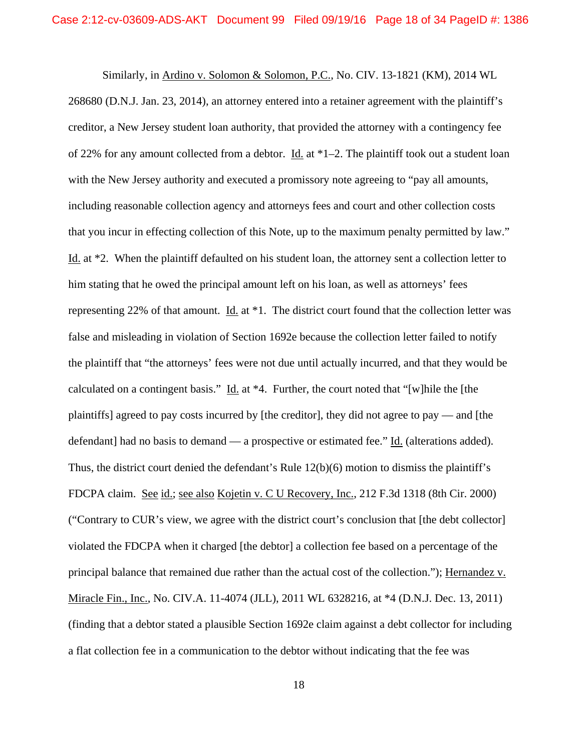Similarly, in Ardino v. Solomon & Solomon, P.C., No. CIV. 13-1821 (KM), 2014 WL 268680 (D.N.J. Jan. 23, 2014), an attorney entered into a retainer agreement with the plaintiff's creditor, a New Jersey student loan authority, that provided the attorney with a contingency fee of 22% for any amount collected from a debtor. Id. at *1–2. The plaintiff took out a student loan with the New Jersey authority and executed a promissory note agreeing to "pay all amounts, including reasonable collection agency and attorneys fees and court and other collection costs that you incur in effecting collection of this Note, up to the maximum penalty permitted by law." Id. at *2. When the plaintiff defaulted on his student loan, the attorney sent a collection letter to him stating that he owed the principal amount left on his loan, as well as attorneys' fees representing 22% of that amount. Id. at *1. The district court found that the collection letter was false and misleading in violation of Section 1692e because the collection letter failed to notify the plaintiff that "the attorneys' fees were not due until actually incurred, and that they would be calculated on a contingent basis." Id. at *4. Further, the court noted that "[w]hile the [the plaintiffs] agreed to pay costs incurred by [the creditor], they did not agree to pay — and [the defendant] had no basis to demand — a prospective or estimated fee." Id. (alterations added). Thus, the district court denied the defendant's Rule 12(b)(6) motion to dismiss the plaintiff's FDCPA claim. See id.; see also Kojetin v. C U Recovery, Inc., 212 F.3d 1318 (8th Cir. 2000) ("Contrary to CUR's view, we agree with the district court's conclusion that [the debt collector] violated the FDCPA when it charged [the debtor] a collection fee based on a percentage of the principal balance that remained due rather than the actual cost of the collection."); Hernandez v. Miracle Fin., Inc., No. CIV.A. 11-4074 (JLL), 2011 WL 6328216, at *4 (D.N.J. Dec. 13, 2011) (finding that a debtor stated a plausible Section 1692e claim against a debt collector for including a flat collection fee in a communication to the debtor without indicating that the fee was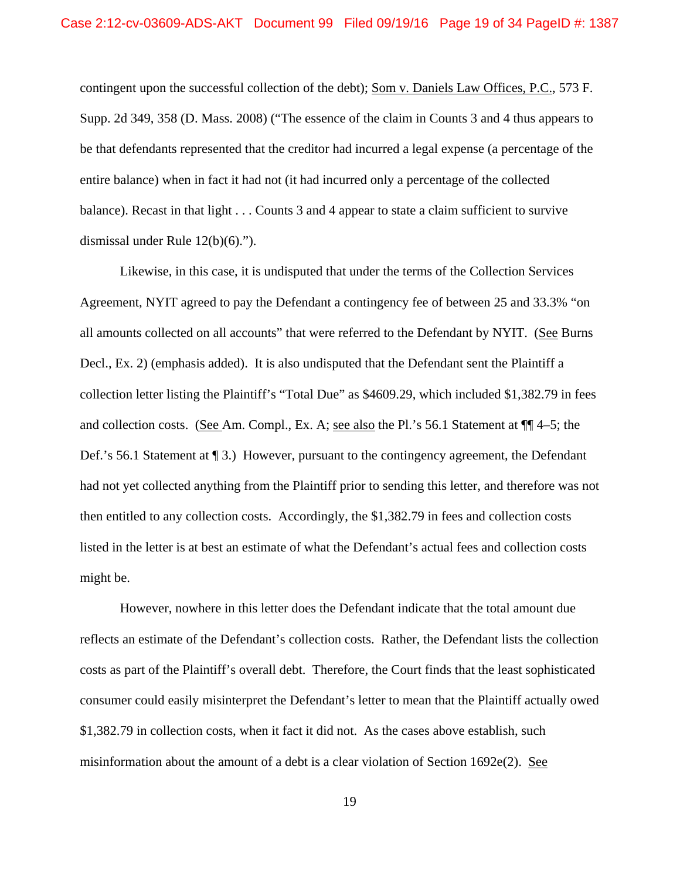contingent upon the successful collection of the debt); Som v. Daniels Law Offices, P.C., 573 F. Supp. 2d 349, 358 (D. Mass. 2008) ("The essence of the claim in Counts 3 and 4 thus appears to be that defendants represented that the creditor had incurred a legal expense (a percentage of the entire balance) when in fact it had not (it had incurred only a percentage of the collected balance). Recast in that light . . . Counts 3 and 4 appear to state a claim sufficient to survive dismissal under Rule 12(b)(6).").

Likewise, in this case, it is undisputed that under the terms of the Collection Services Agreement, NYIT agreed to pay the Defendant a contingency fee of between 25 and 33.3% "on all amounts collected on all accounts" that were referred to the Defendant by NYIT. (See Burns Decl., Ex. 2) (emphasis added). It is also undisputed that the Defendant sent the Plaintiff a collection letter listing the Plaintiff's "Total Due" as $4609.29, which included $1,382.79 in fees and collection costs. (See Am. Compl., Ex. A; see also the Pl.'s 56.1 Statement at ¶¶ 4–5; the Def.'s 56.1 Statement at ¶ 3.) However, pursuant to the contingency agreement, the Defendant had not yet collected anything from the Plaintiff prior to sending this letter, and therefore was not then entitled to any collection costs. Accordingly, the $1,382.79 in fees and collection costs listed in the letter is at best an estimate of what the Defendant's actual fees and collection costs might be.

However, nowhere in this letter does the Defendant indicate that the total amount due reflects an estimate of the Defendant's collection costs. Rather, the Defendant lists the collection costs as part of the Plaintiff's overall debt. Therefore, the Court finds that the least sophisticated consumer could easily misinterpret the Defendant's letter to mean that the Plaintiff actually owed $1,382.79 in collection costs, when it fact it did not. As the cases above establish, such misinformation about the amount of a debt is a clear violation of Section 1692e(2). See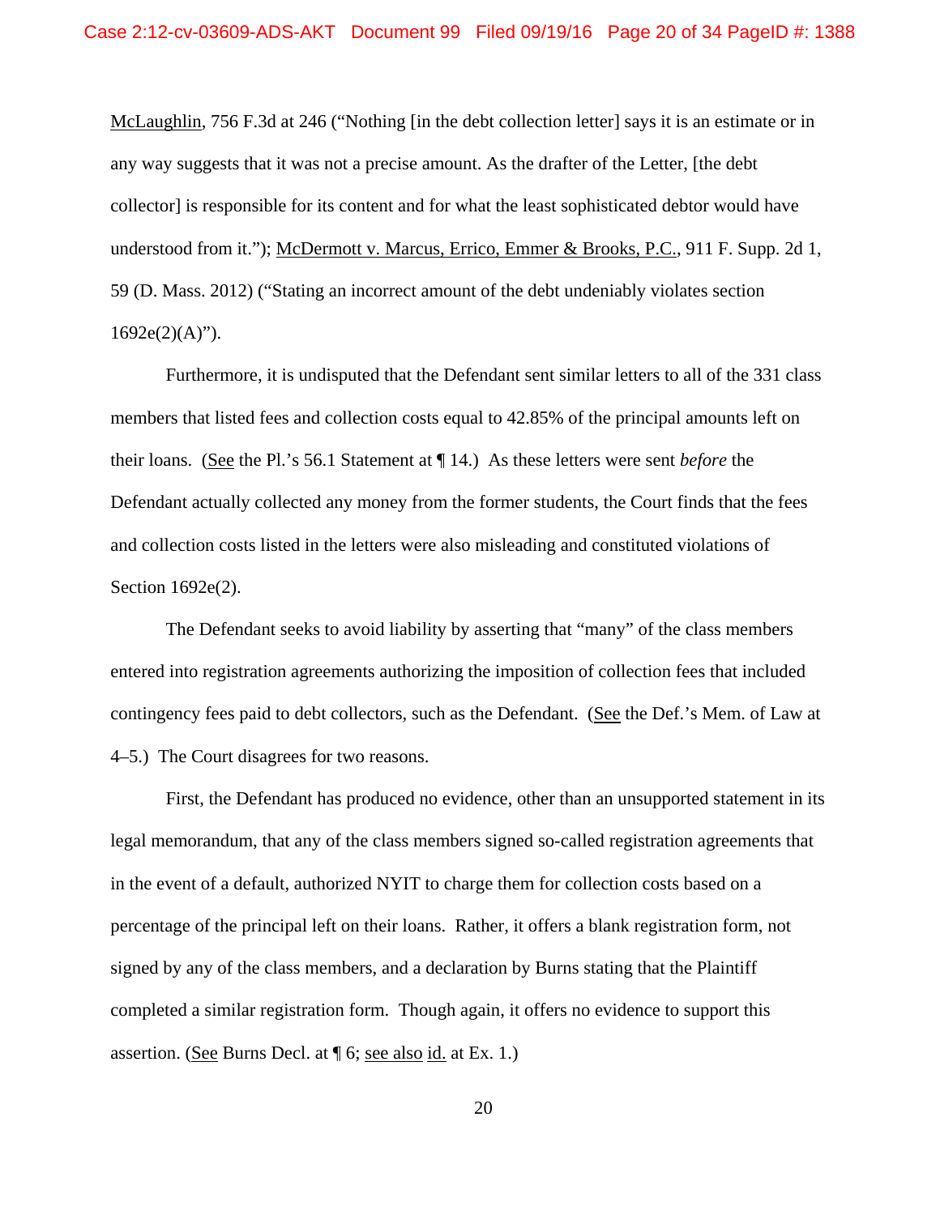McLaughlin, 756 F.3d at 246 ("Nothing [in the debt collection letter] says it is an estimate or in any way suggests that it was not a precise amount. As the drafter of the Letter, [the debt collector] is responsible for its content and for what the least sophisticated debtor would have understood from it."); McDermott v. Marcus, Errico, Emmer & Brooks, P.C., 911 F. Supp. 2d 1, 59 (D. Mass. 2012) ("Stating an incorrect amount of the debt undeniably violates section 1692e(2)(A)").

Furthermore, it is undisputed that the Defendant sent similar letters to all of the 331 class members that listed fees and collection costs equal to 42.85% of the principal amounts left on their loans. (See the Pl.'s 56.1 Statement at ¶ 14.) As these letters were sent *before* the Defendant actually collected any money from the former students, the Court finds that the fees and collection costs listed in the letters were also misleading and constituted violations of Section 1692e(2).

The Defendant seeks to avoid liability by asserting that "many" of the class members entered into registration agreements authorizing the imposition of collection fees that included contingency fees paid to debt collectors, such as the Defendant. (See the Def.'s Mem. of Law at 4–5.) The Court disagrees for two reasons.

First, the Defendant has produced no evidence, other than an unsupported statement in its legal memorandum, that any of the class members signed so-called registration agreements that in the event of a default, authorized NYIT to charge them for collection costs based on a percentage of the principal left on their loans. Rather, it offers a blank registration form, not signed by any of the class members, and a declaration by Burns stating that the Plaintiff completed a similar registration form. Though again, it offers no evidence to support this assertion. (See Burns Decl. at ¶ 6; see also id. at Ex. 1.)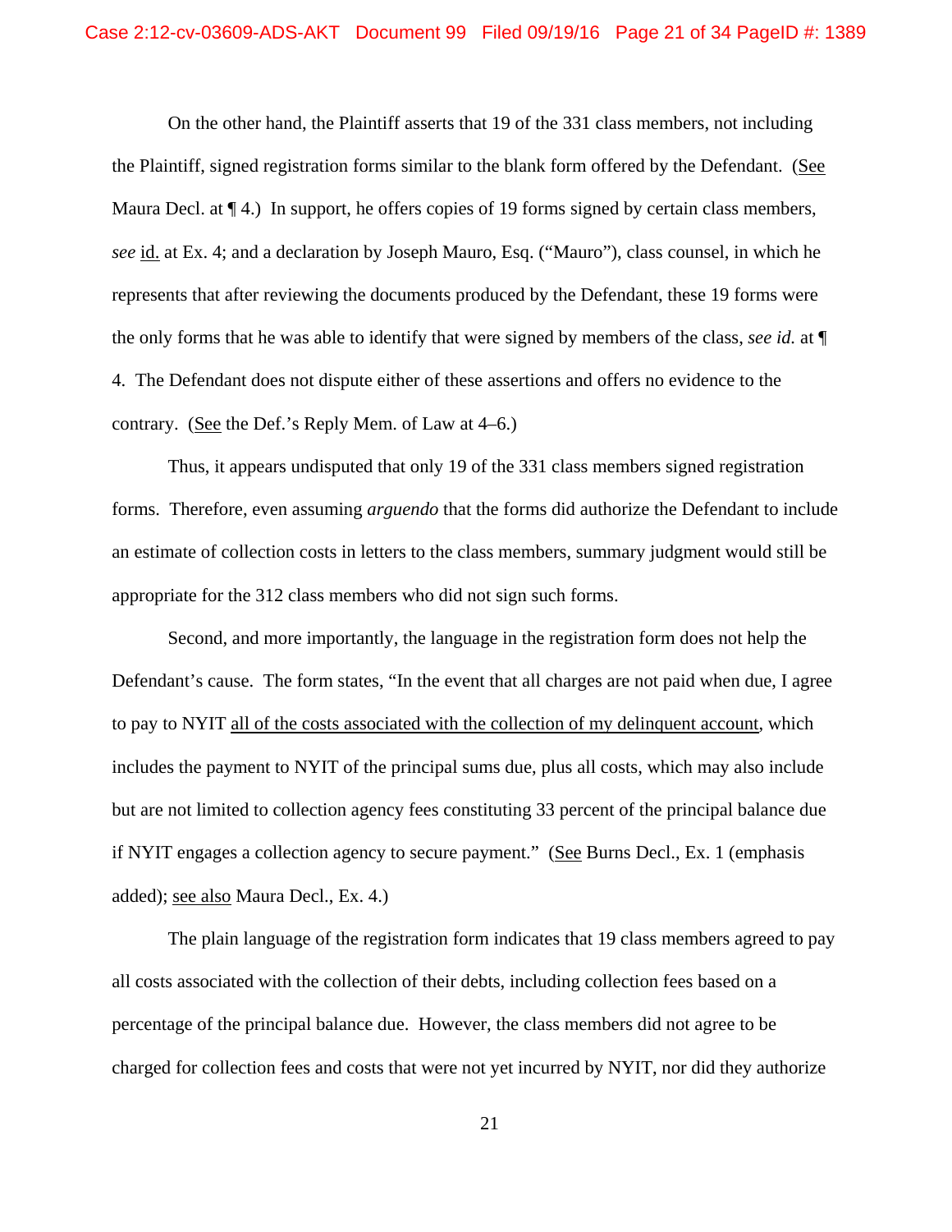On the other hand, the Plaintiff asserts that 19 of the 331 class members, not including the Plaintiff, signed registration forms similar to the blank form offered by the Defendant. (<u>See</u> Maura Decl. at ¶ 4.) In support, he offers copies of 19 forms signed by certain class members, *see* <u>id.</u> at Ex. 4; and a declaration by Joseph Mauro, Esq. ("Mauro"), class counsel, in which he represents that after reviewing the documents produced by the Defendant, these 19 forms were the only forms that he was able to identify that were signed by members of the class, *see id.* at ¶ 4. The Defendant does not dispute either of these assertions and offers no evidence to the contrary. (<u>See</u> the Def.'s Reply Mem. of Law at 4–6.)

Thus, it appears undisputed that only 19 of the 331 class members signed registration forms. Therefore, even assuming *arguendo* that the forms did authorize the Defendant to include an estimate of collection costs in letters to the class members, summary judgment would still be appropriate for the 312 class members who did not sign such forms.

Second, and more importantly, the language in the registration form does not help the Defendant's cause. The form states, "In the event that all charges are not paid when due, I agree to pay to NYIT <u>all of the costs associated with the collection of my delinquent account</u>, which includes the payment to NYIT of the principal sums due, plus all costs, which may also include but are not limited to collection agency fees constituting 33 percent of the principal balance due if NYIT engages a collection agency to secure payment." (<u>See</u> Burns Decl., Ex. 1 (emphasis added); <u>see also</u> Maura Decl., Ex. 4.)

The plain language of the registration form indicates that 19 class members agreed to pay all costs associated with the collection of their debts, including collection fees based on a percentage of the principal balance due. However, the class members did not agree to be charged for collection fees and costs that were not yet incurred by NYIT, nor did they authorize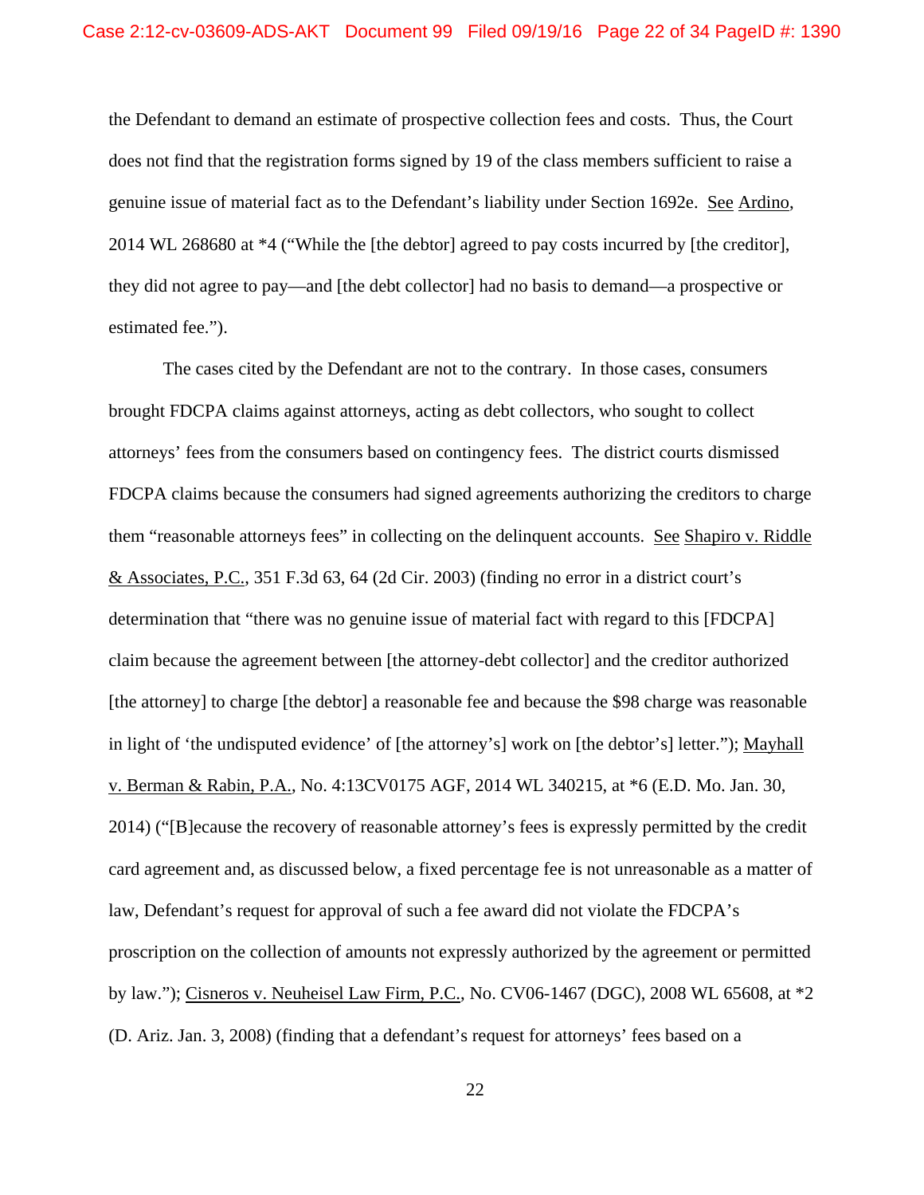the Defendant to demand an estimate of prospective collection fees and costs. Thus, the Court does not find that the registration forms signed by 19 of the class members sufficient to raise a genuine issue of material fact as to the Defendant's liability under Section 1692e. See Ardino, 2014 WL 268680 at *4 ("While the [the debtor] agreed to pay costs incurred by [the creditor], they did not agree to pay—and [the debt collector] had no basis to demand—a prospective or estimated fee.").

The cases cited by the Defendant are not to the contrary. In those cases, consumers brought FDCPA claims against attorneys, acting as debt collectors, who sought to collect attorneys' fees from the consumers based on contingency fees. The district courts dismissed FDCPA claims because the consumers had signed agreements authorizing the creditors to charge them "reasonable attorneys fees" in collecting on the delinquent accounts. See Shapiro v. Riddle & Associates, P.C., 351 F.3d 63, 64 (2d Cir. 2003) (finding no error in a district court's determination that "there was no genuine issue of material fact with regard to this [FDCPA] claim because the agreement between [the attorney-debt collector] and the creditor authorized [the attorney] to charge [the debtor] a reasonable fee and because the $98 charge was reasonable in light of 'the undisputed evidence' of [the attorney's] work on [the debtor's] letter."); Mayhall v. Berman & Rabin, P.A., No. 4:13CV0175 AGF, 2014 WL 340215, at *6 (E.D. Mo. Jan. 30, 2014) ("[B]ecause the recovery of reasonable attorney's fees is expressly permitted by the credit card agreement and, as discussed below, a fixed percentage fee is not unreasonable as a matter of law, Defendant's request for approval of such a fee award did not violate the FDCPA's proscription on the collection of amounts not expressly authorized by the agreement or permitted by law."); Cisneros v. Neuheisel Law Firm, P.C., No. CV06-1467 (DGC), 2008 WL 65608, at *2 (D. Ariz. Jan. 3, 2008) (finding that a defendant's request for attorneys' fees based on a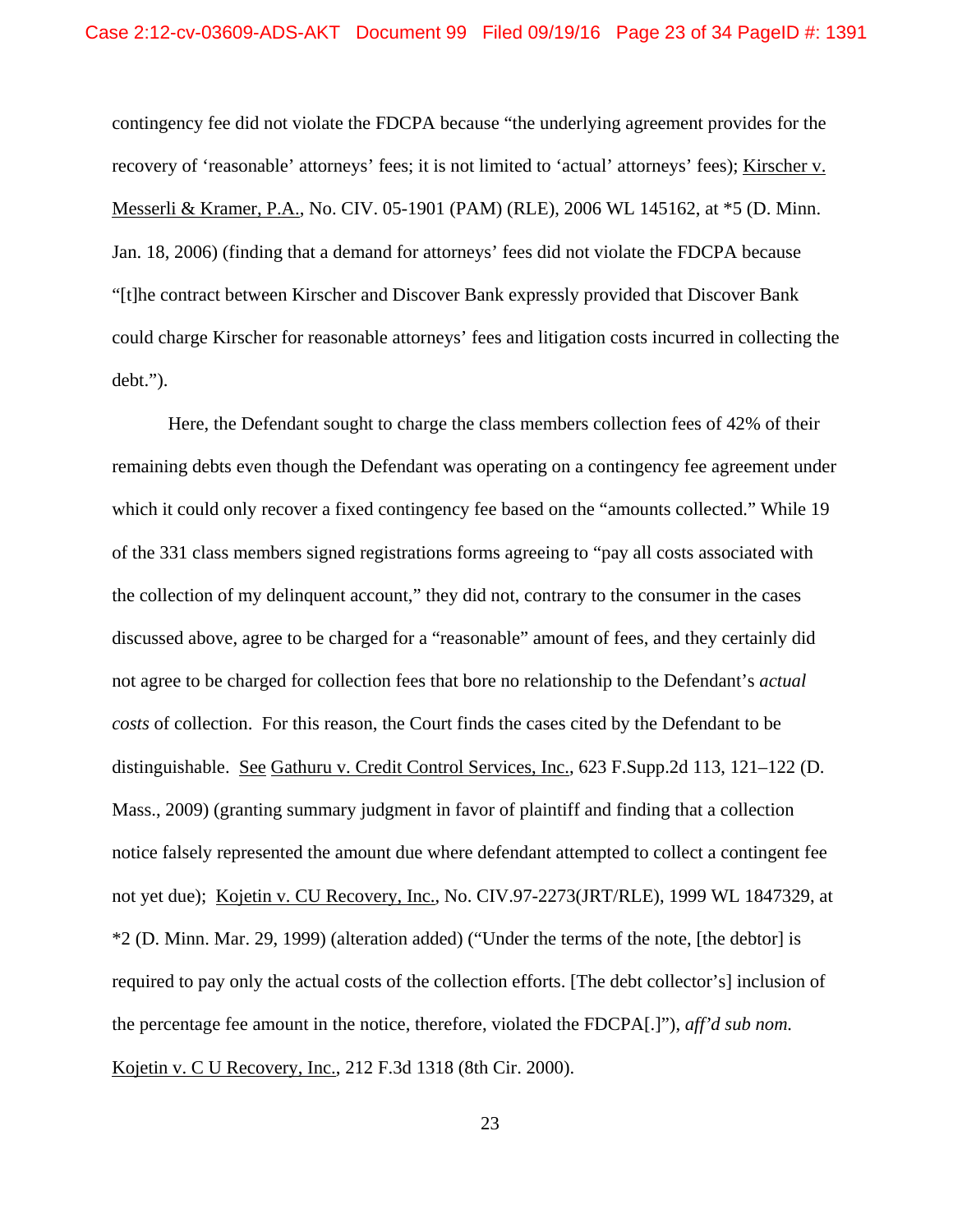contingency fee did not violate the FDCPA because "the underlying agreement provides for the recovery of 'reasonable' attorneys' fees; it is not limited to 'actual' attorneys' fees); Kirscher v. Messerli & Kramer, P.A., No. CIV. 05-1901 (PAM) (RLE), 2006 WL 145162, at *5 (D. Minn. Jan. 18, 2006) (finding that a demand for attorneys' fees did not violate the FDCPA because "[t]he contract between Kirscher and Discover Bank expressly provided that Discover Bank could charge Kirscher for reasonable attorneys' fees and litigation costs incurred in collecting the debt.").

Here, the Defendant sought to charge the class members collection fees of 42% of their remaining debts even though the Defendant was operating on a contingency fee agreement under which it could only recover a fixed contingency fee based on the "amounts collected." While 19 of the 331 class members signed registrations forms agreeing to "pay all costs associated with the collection of my delinquent account," they did not, contrary to the consumer in the cases discussed above, agree to be charged for a "reasonable" amount of fees, and they certainly did not agree to be charged for collection fees that bore no relationship to the Defendant's *actual costs* of collection. For this reason, the Court finds the cases cited by the Defendant to be distinguishable. See Gathuru v. Credit Control Services, Inc., 623 F.Supp.2d 113, 121–122 (D. Mass., 2009) (granting summary judgment in favor of plaintiff and finding that a collection notice falsely represented the amount due where defendant attempted to collect a contingent fee not yet due); Kojetin v. CU Recovery, Inc., No. CIV.97-2273(JRT/RLE), 1999 WL 1847329, at *2 (D. Minn. Mar. 29, 1999) (alteration added) ("Under the terms of the note, [the debtor] is required to pay only the actual costs of the collection efforts. [The debt collector's] inclusion of the percentage fee amount in the notice, therefore, violated the FDCPA[.]"), *aff'd sub nom.* Kojetin v. C U Recovery, Inc., 212 F.3d 1318 (8th Cir. 2000).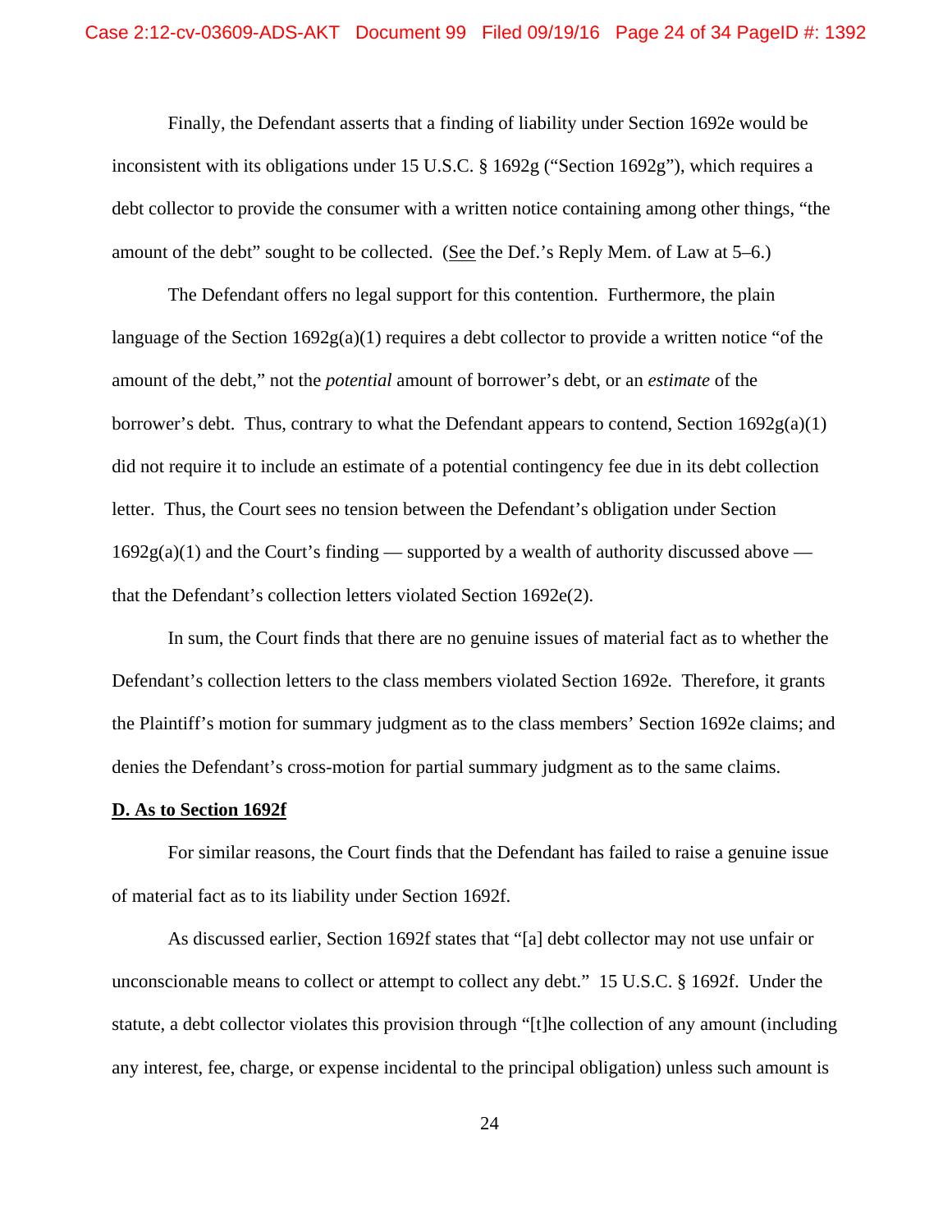Finally, the Defendant asserts that a finding of liability under Section 1692e would be inconsistent with its obligations under 15 U.S.C. § 1692g ("Section 1692g"), which requires a debt collector to provide the consumer with a written notice containing among other things, "the amount of the debt" sought to be collected. (See the Def.'s Reply Mem. of Law at 5–6.)

The Defendant offers no legal support for this contention. Furthermore, the plain language of the Section 1692g(a)(1) requires a debt collector to provide a written notice "of the amount of the debt," not the *potential* amount of borrower's debt, or an *estimate* of the borrower's debt. Thus, contrary to what the Defendant appears to contend, Section 1692g(a)(1) did not require it to include an estimate of a potential contingency fee due in its debt collection letter. Thus, the Court sees no tension between the Defendant's obligation under Section 1692g(a)(1) and the Court's finding — supported by a wealth of authority discussed above — that the Defendant's collection letters violated Section 1692e(2).

In sum, the Court finds that there are no genuine issues of material fact as to whether the Defendant's collection letters to the class members violated Section 1692e. Therefore, it grants the Plaintiff's motion for summary judgment as to the class members' Section 1692e claims; and denies the Defendant's cross-motion for partial summary judgment as to the same claims.

**D. As to Section 1692f**

For similar reasons, the Court finds that the Defendant has failed to raise a genuine issue of material fact as to its liability under Section 1692f.

As discussed earlier, Section 1692f states that "[a] debt collector may not use unfair or unconscionable means to collect or attempt to collect any debt." 15 U.S.C. § 1692f. Under the statute, a debt collector violates this provision through "[t]he collection of any amount (including any interest, fee, charge, or expense incidental to the principal obligation) unless such amount is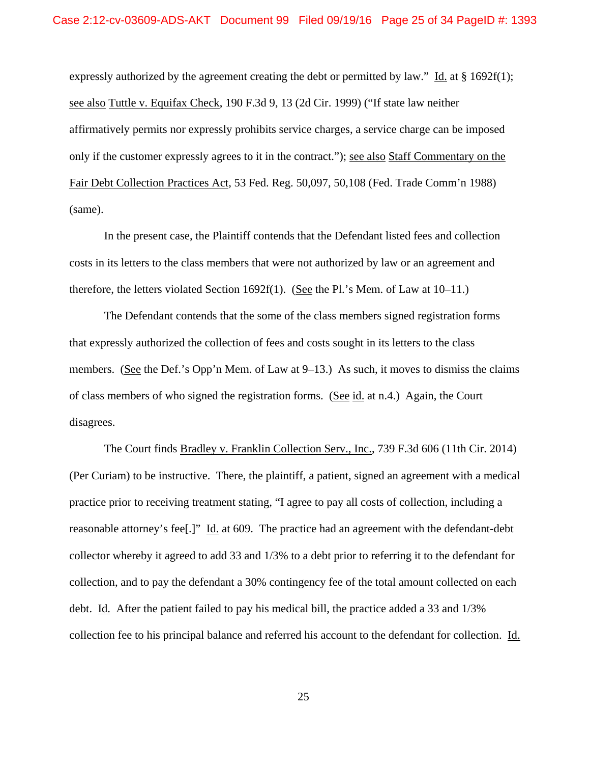expressly authorized by the agreement creating the debt or permitted by law." Id. at § 1692f(1); see also Tuttle v. Equifax Check, 190 F.3d 9, 13 (2d Cir. 1999) ("If state law neither affirmatively permits nor expressly prohibits service charges, a service charge can be imposed only if the customer expressly agrees to it in the contract."); see also Staff Commentary on the Fair Debt Collection Practices Act, 53 Fed. Reg. 50,097, 50,108 (Fed. Trade Comm'n 1988) (same).

In the present case, the Plaintiff contends that the Defendant listed fees and collection costs in its letters to the class members that were not authorized by law or an agreement and therefore, the letters violated Section 1692f(1). (See the Pl.'s Mem. of Law at 10–11.)

The Defendant contends that the some of the class members signed registration forms that expressly authorized the collection of fees and costs sought in its letters to the class members. (See the Def.'s Opp'n Mem. of Law at 9–13.) As such, it moves to dismiss the claims of class members of who signed the registration forms. (See id. at n.4.) Again, the Court disagrees.

The Court finds Bradley v. Franklin Collection Serv., Inc., 739 F.3d 606 (11th Cir. 2014) (Per Curiam) to be instructive. There, the plaintiff, a patient, signed an agreement with a medical practice prior to receiving treatment stating, "I agree to pay all costs of collection, including a reasonable attorney's fee[.]" Id. at 609. The practice had an agreement with the defendant-debt collector whereby it agreed to add 33 and 1/3% to a debt prior to referring it to the defendant for collection, and to pay the defendant a 30% contingency fee of the total amount collected on each debt. Id. After the patient failed to pay his medical bill, the practice added a 33 and 1/3% collection fee to his principal balance and referred his account to the defendant for collection. Id.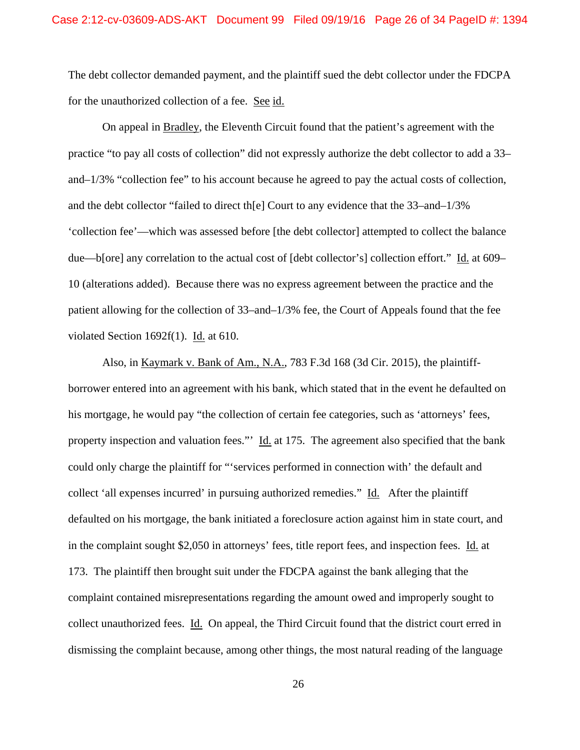The debt collector demanded payment, and the plaintiff sued the debt collector under the FDCPA for the unauthorized collection of a fee. See id.

On appeal in Bradley, the Eleventh Circuit found that the patient's agreement with the practice "to pay all costs of collection" did not expressly authorize the debt collector to add a 33–and–1/3% "collection fee" to his account because he agreed to pay the actual costs of collection, and the debt collector "failed to direct th[e] Court to any evidence that the 33–and–1/3% 'collection fee'—which was assessed before [the debt collector] attempted to collect the balance due—b[ore] any correlation to the actual cost of [debt collector's] collection effort." Id. at 609–10 (alterations added). Because there was no express agreement between the practice and the patient allowing for the collection of 33–and–1/3% fee, the Court of Appeals found that the fee violated Section 1692f(1). Id. at 610.

Also, in Kaymark v. Bank of Am., N.A., 783 F.3d 168 (3d Cir. 2015), the plaintiff-borrower entered into an agreement with his bank, which stated that in the event he defaulted on his mortgage, he would pay "the collection of certain fee categories, such as 'attorneys' fees, property inspection and valuation fees."' Id. at 175. The agreement also specified that the bank could only charge the plaintiff for "'services performed in connection with' the default and collect 'all expenses incurred' in pursuing authorized remedies." Id. After the plaintiff defaulted on his mortgage, the bank initiated a foreclosure action against him in state court, and in the complaint sought $2,050 in attorneys' fees, title report fees, and inspection fees. Id. at 173. The plaintiff then brought suit under the FDCPA against the bank alleging that the complaint contained misrepresentations regarding the amount owed and improperly sought to collect unauthorized fees. Id. On appeal, the Third Circuit found that the district court erred in dismissing the complaint because, among other things, the most natural reading of the language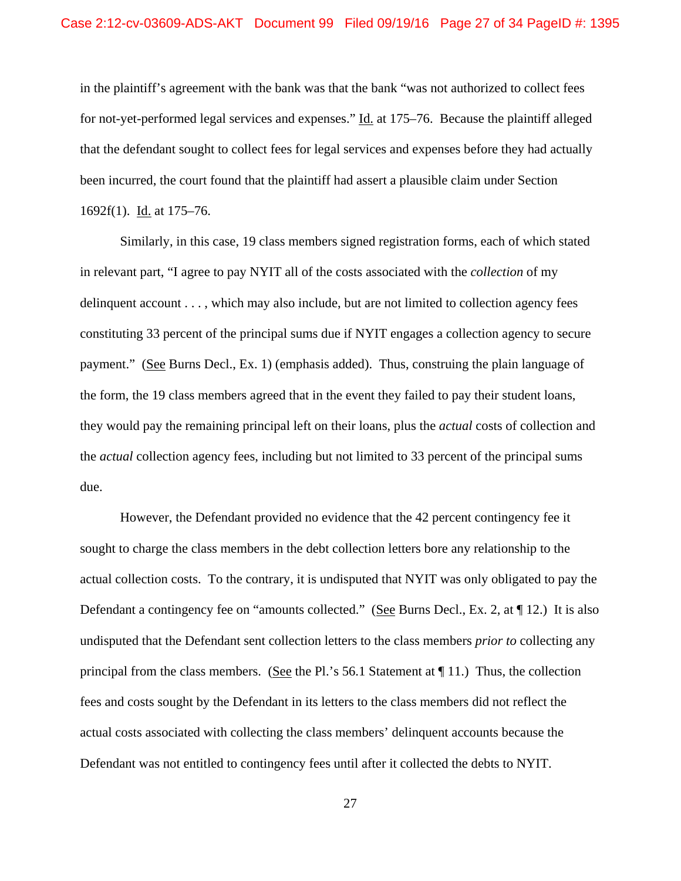in the plaintiff's agreement with the bank was that the bank "was not authorized to collect fees for not-yet-performed legal services and expenses." Id. at 175–76. Because the plaintiff alleged that the defendant sought to collect fees for legal services and expenses before they had actually been incurred, the court found that the plaintiff had assert a plausible claim under Section 1692f(1). Id. at 175–76.

Similarly, in this case, 19 class members signed registration forms, each of which stated in relevant part, "I agree to pay NYIT all of the costs associated with the *collection* of my delinquent account . . . , which may also include, but are not limited to collection agency fees constituting 33 percent of the principal sums due if NYIT engages a collection agency to secure payment." (See Burns Decl., Ex. 1) (emphasis added). Thus, construing the plain language of the form, the 19 class members agreed that in the event they failed to pay their student loans, they would pay the remaining principal left on their loans, plus the *actual* costs of collection and the *actual* collection agency fees, including but not limited to 33 percent of the principal sums due.

However, the Defendant provided no evidence that the 42 percent contingency fee it sought to charge the class members in the debt collection letters bore any relationship to the actual collection costs. To the contrary, it is undisputed that NYIT was only obligated to pay the Defendant a contingency fee on "amounts collected." (See Burns Decl., Ex. 2, at ¶ 12.) It is also undisputed that the Defendant sent collection letters to the class members *prior to* collecting any principal from the class members. (See the Pl.'s 56.1 Statement at ¶ 11.) Thus, the collection fees and costs sought by the Defendant in its letters to the class members did not reflect the actual costs associated with collecting the class members' delinquent accounts because the Defendant was not entitled to contingency fees until after it collected the debts to NYIT.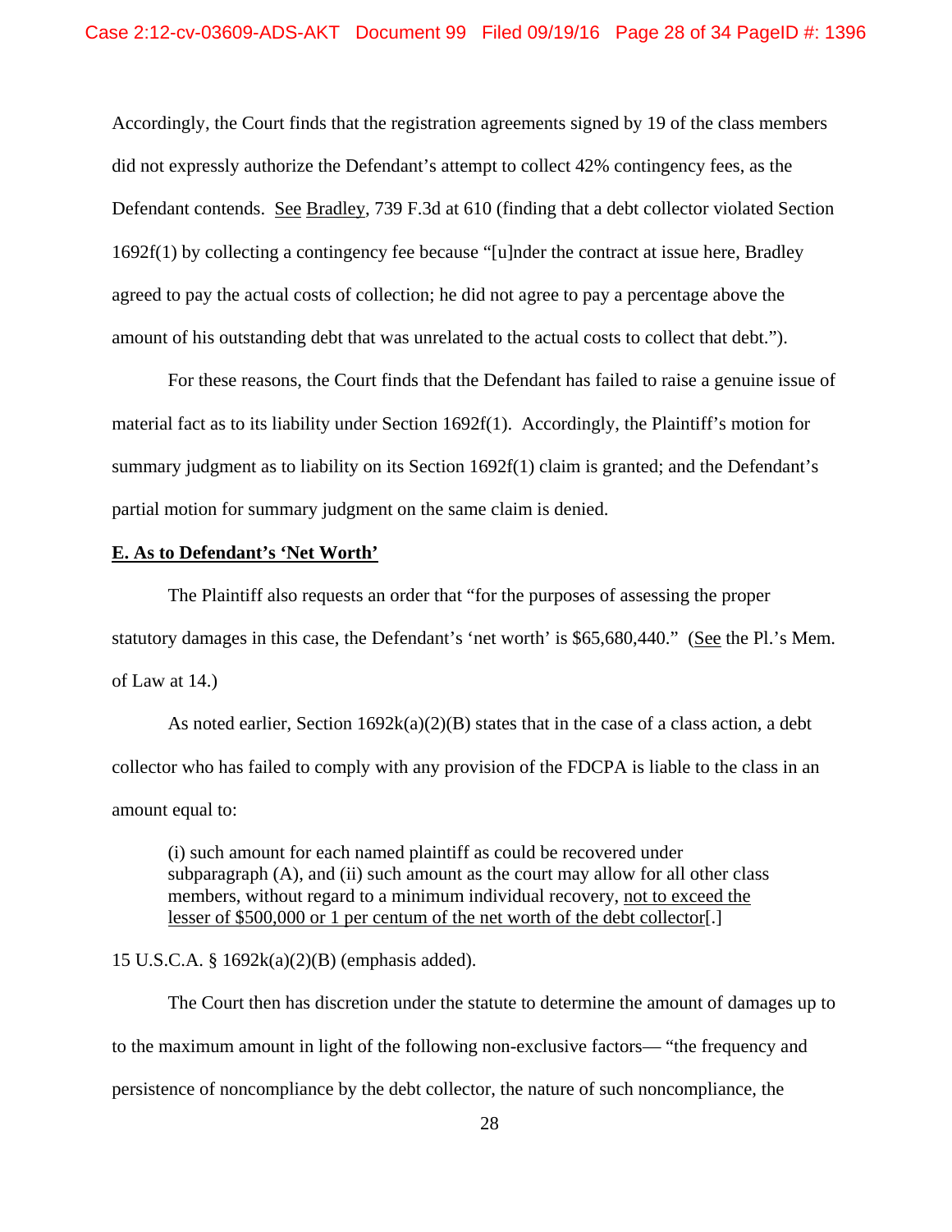Accordingly, the Court finds that the registration agreements signed by 19 of the class members did not expressly authorize the Defendant's attempt to collect 42% contingency fees, as the Defendant contends. See Bradley, 739 F.3d at 610 (finding that a debt collector violated Section 1692f(1) by collecting a contingency fee because "[u]nder the contract at issue here, Bradley agreed to pay the actual costs of collection; he did not agree to pay a percentage above the amount of his outstanding debt that was unrelated to the actual costs to collect that debt.").

For these reasons, the Court finds that the Defendant has failed to raise a genuine issue of material fact as to its liability under Section 1692f(1). Accordingly, the Plaintiff's motion for summary judgment as to liability on its Section 1692f(1) claim is granted; and the Defendant's partial motion for summary judgment on the same claim is denied.

**E. As to Defendant's 'Net Worth'**

The Plaintiff also requests an order that "for the purposes of assessing the proper statutory damages in this case, the Defendant's 'net worth' is $65,680,440." (See the Pl.'s Mem. of Law at 14.)

As noted earlier, Section 1692k(a)(2)(B) states that in the case of a class action, a debt collector who has failed to comply with any provision of the FDCPA is liable to the class in an amount equal to:

> (i) such amount for each named plaintiff as could be recovered under subparagraph (A), and (ii) such amount as the court may allow for all other class members, without regard to a minimum individual recovery, not to exceed the lesser of $500,000 or 1 per centum of the net worth of the debt collector[.]

15 U.S.C.A. § 1692k(a)(2)(B) (emphasis added).

The Court then has discretion under the statute to determine the amount of damages up to to the maximum amount in light of the following non-exclusive factors— "the frequency and persistence of noncompliance by the debt collector, the nature of such noncompliance, the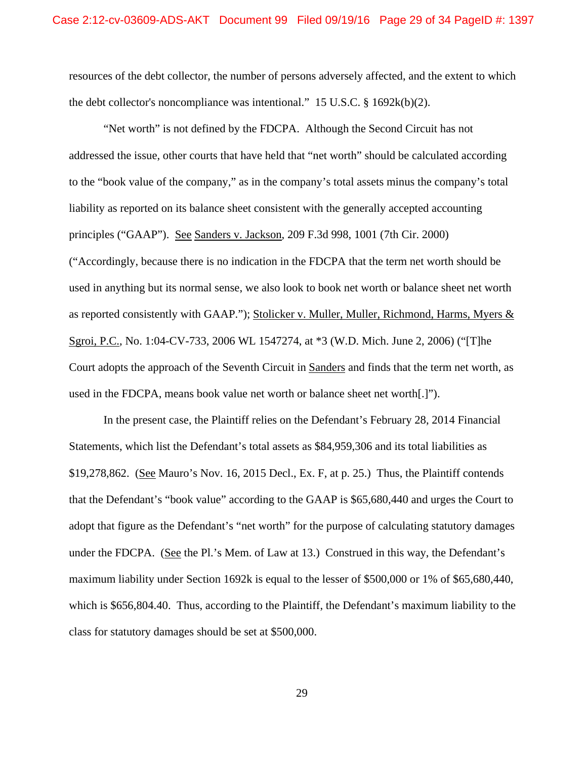resources of the debt collector, the number of persons adversely affected, and the extent to which the debt collector's noncompliance was intentional." 15 U.S.C. § 1692k(b)(2).

"Net worth" is not defined by the FDCPA. Although the Second Circuit has not addressed the issue, other courts that have held that "net worth" should be calculated according to the "book value of the company," as in the company's total assets minus the company's total liability as reported on its balance sheet consistent with the generally accepted accounting principles ("GAAP"). See Sanders v. Jackson, 209 F.3d 998, 1001 (7th Cir. 2000) ("Accordingly, because there is no indication in the FDCPA that the term net worth should be used in anything but its normal sense, we also look to book net worth or balance sheet net worth as reported consistently with GAAP."); Stolicker v. Muller, Muller, Richmond, Harms, Myers & Sgroi, P.C., No. 1:04-CV-733, 2006 WL 1547274, at *3 (W.D. Mich. June 2, 2006) ("[T]he Court adopts the approach of the Seventh Circuit in Sanders and finds that the term net worth, as used in the FDCPA, means book value net worth or balance sheet net worth[.]").

In the present case, the Plaintiff relies on the Defendant's February 28, 2014 Financial Statements, which list the Defendant's total assets as $84,959,306 and its total liabilities as $19,278,862. (See Mauro's Nov. 16, 2015 Decl., Ex. F, at p. 25.) Thus, the Plaintiff contends that the Defendant's "book value" according to the GAAP is $65,680,440 and urges the Court to adopt that figure as the Defendant's "net worth" for the purpose of calculating statutory damages under the FDCPA. (See the Pl.'s Mem. of Law at 13.) Construed in this way, the Defendant's maximum liability under Section 1692k is equal to the lesser of $500,000 or 1% of $65,680,440, which is $656,804.40. Thus, according to the Plaintiff, the Defendant's maximum liability to the class for statutory damages should be set at $500,000.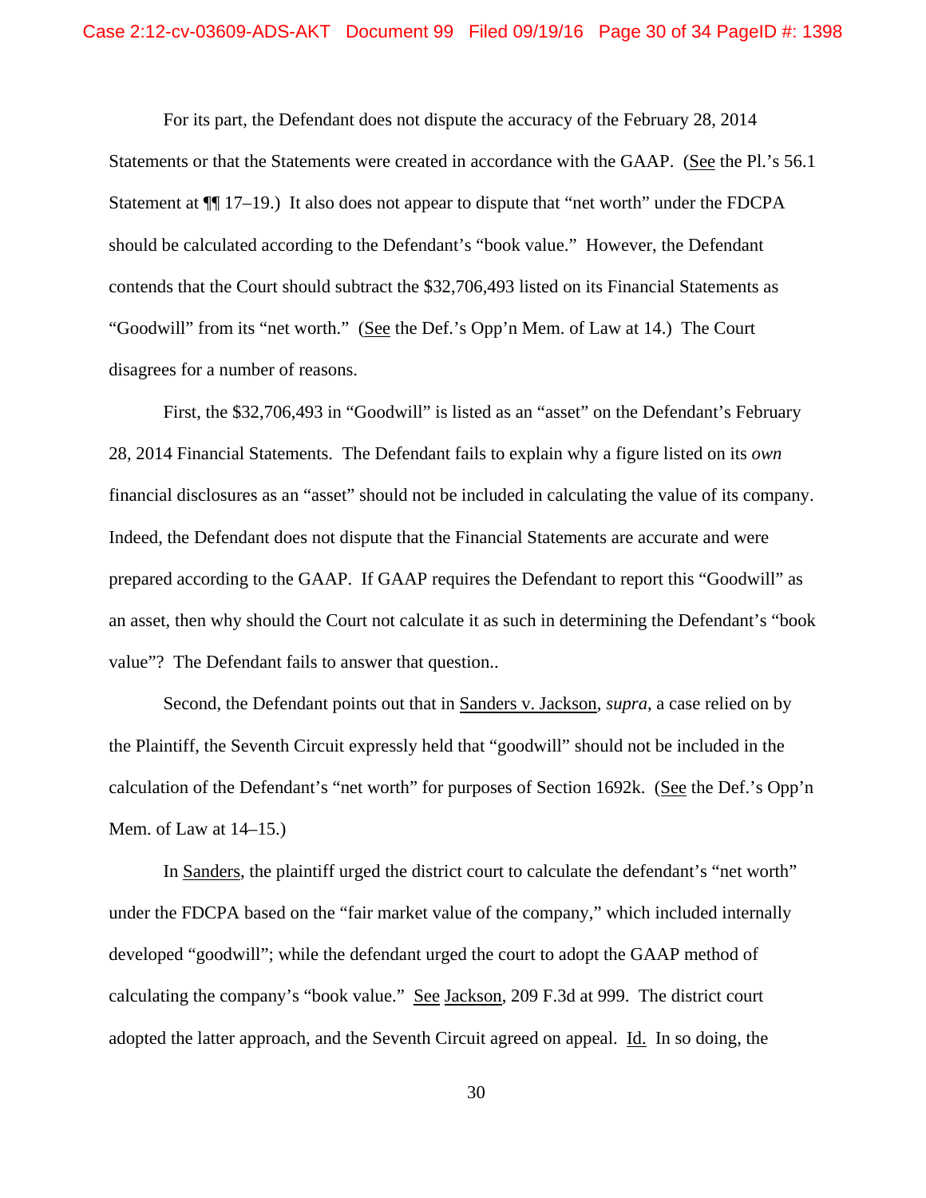For its part, the Defendant does not dispute the accuracy of the February 28, 2014 Statements or that the Statements were created in accordance with the GAAP. (See the Pl.'s 56.1 Statement at ¶¶ 17–19.) It also does not appear to dispute that "net worth" under the FDCPA should be calculated according to the Defendant's "book value." However, the Defendant contends that the Court should subtract the $32,706,493 listed on its Financial Statements as "Goodwill" from its "net worth." (See the Def.'s Opp'n Mem. of Law at 14.) The Court disagrees for a number of reasons.

First, the $32,706,493 in "Goodwill" is listed as an "asset" on the Defendant's February 28, 2014 Financial Statements. The Defendant fails to explain why a figure listed on its *own* financial disclosures as an "asset" should not be included in calculating the value of its company. Indeed, the Defendant does not dispute that the Financial Statements are accurate and were prepared according to the GAAP. If GAAP requires the Defendant to report this "Goodwill" as an asset, then why should the Court not calculate it as such in determining the Defendant's "book value"? The Defendant fails to answer that question..

Second, the Defendant points out that in Sanders v. Jackson, *supra*, a case relied on by the Plaintiff, the Seventh Circuit expressly held that "goodwill" should not be included in the calculation of the Defendant's "net worth" for purposes of Section 1692k. (See the Def.'s Opp'n Mem. of Law at 14–15.)

In Sanders, the plaintiff urged the district court to calculate the defendant's "net worth" under the FDCPA based on the "fair market value of the company," which included internally developed "goodwill"; while the defendant urged the court to adopt the GAAP method of calculating the company's "book value." See Jackson, 209 F.3d at 999. The district court adopted the latter approach, and the Seventh Circuit agreed on appeal. Id. In so doing, the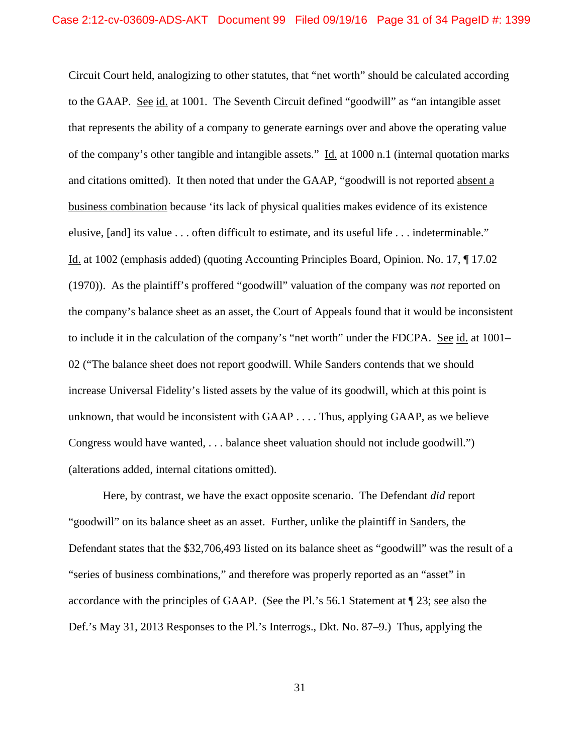Circuit Court held, analogizing to other statutes, that "net worth" should be calculated according to the GAAP. See id. at 1001. The Seventh Circuit defined "goodwill" as "an intangible asset that represents the ability of a company to generate earnings over and above the operating value of the company's other tangible and intangible assets." Id. at 1000 n.1 (internal quotation marks and citations omitted). It then noted that under the GAAP, "goodwill is not reported absent a business combination because 'its lack of physical qualities makes evidence of its existence elusive, [and] its value . . . often difficult to estimate, and its useful life . . . indeterminable." Id. at 1002 (emphasis added) (quoting Accounting Principles Board, Opinion. No. 17, ¶ 17.02 (1970)). As the plaintiff's proffered "goodwill" valuation of the company was *not* reported on the company's balance sheet as an asset, the Court of Appeals found that it would be inconsistent to include it in the calculation of the company's "net worth" under the FDCPA. See id. at 1001–02 ("The balance sheet does not report goodwill. While Sanders contends that we should increase Universal Fidelity's listed assets by the value of its goodwill, which at this point is unknown, that would be inconsistent with GAAP . . . . Thus, applying GAAP, as we believe Congress would have wanted, . . . balance sheet valuation should not include goodwill.") (alterations added, internal citations omitted).

Here, by contrast, we have the exact opposite scenario. The Defendant *did* report "goodwill" on its balance sheet as an asset. Further, unlike the plaintiff in Sanders, the Defendant states that the $32,706,493 listed on its balance sheet as "goodwill" was the result of a "series of business combinations," and therefore was properly reported as an "asset" in accordance with the principles of GAAP. (See the Pl.'s 56.1 Statement at ¶ 23; see also the Def.'s May 31, 2013 Responses to the Pl.'s Interrogs., Dkt. No. 87–9.) Thus, applying the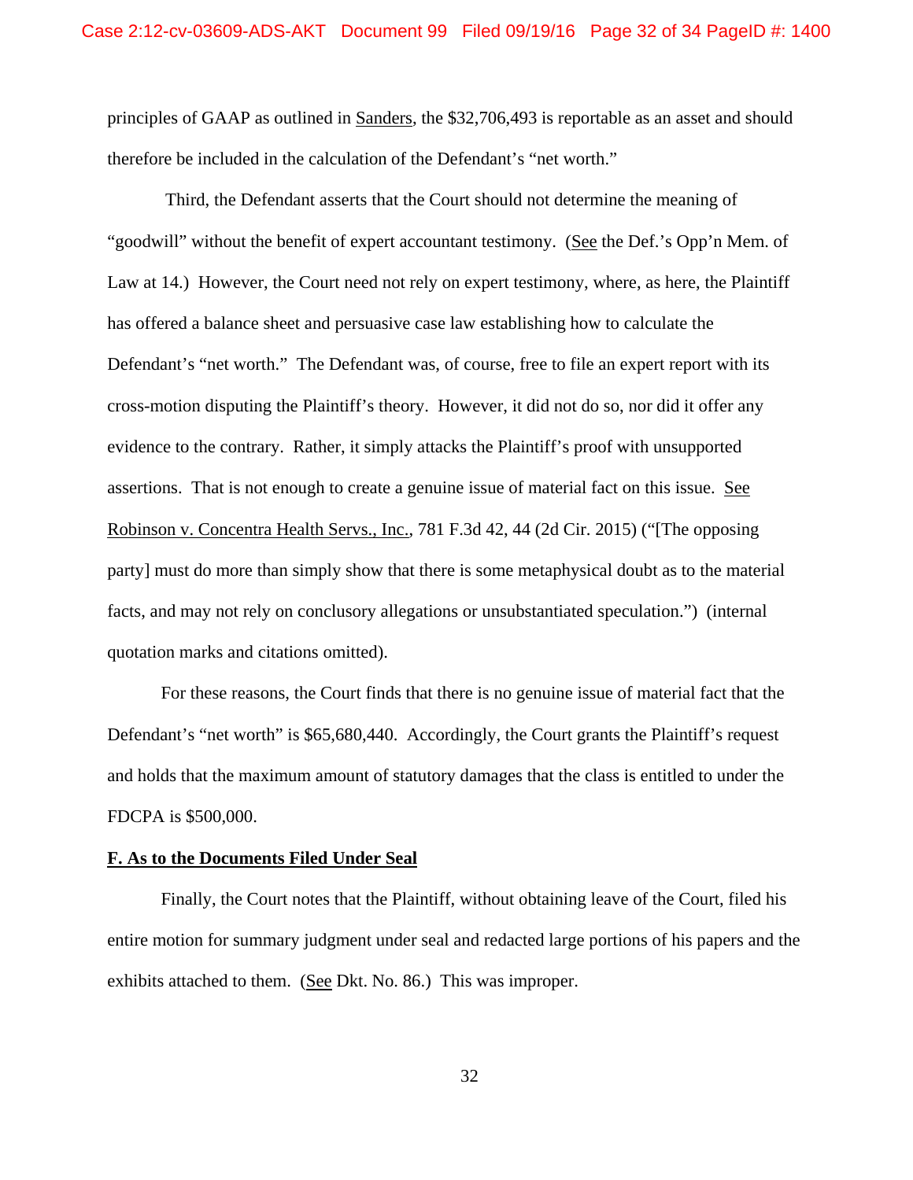principles of GAAP as outlined in Sanders, the $32,706,493 is reportable as an asset and should therefore be included in the calculation of the Defendant's "net worth."

Third, the Defendant asserts that the Court should not determine the meaning of "goodwill" without the benefit of expert accountant testimony. (See the Def.'s Opp'n Mem. of Law at 14.) However, the Court need not rely on expert testimony, where, as here, the Plaintiff has offered a balance sheet and persuasive case law establishing how to calculate the Defendant's "net worth." The Defendant was, of course, free to file an expert report with its cross-motion disputing the Plaintiff's theory. However, it did not do so, nor did it offer any evidence to the contrary. Rather, it simply attacks the Plaintiff's proof with unsupported assertions. That is not enough to create a genuine issue of material fact on this issue. See Robinson v. Concentra Health Servs., Inc., 781 F.3d 42, 44 (2d Cir. 2015) ("[The opposing party] must do more than simply show that there is some metaphysical doubt as to the material facts, and may not rely on conclusory allegations or unsubstantiated speculation.") (internal quotation marks and citations omitted).

For these reasons, the Court finds that there is no genuine issue of material fact that the Defendant's "net worth" is $65,680,440. Accordingly, the Court grants the Plaintiff's request and holds that the maximum amount of statutory damages that the class is entitled to under the FDCPA is $500,000.

**F. As to the Documents Filed Under Seal**

Finally, the Court notes that the Plaintiff, without obtaining leave of the Court, filed his entire motion for summary judgment under seal and redacted large portions of his papers and the exhibits attached to them. (See Dkt. No. 86.) This was improper.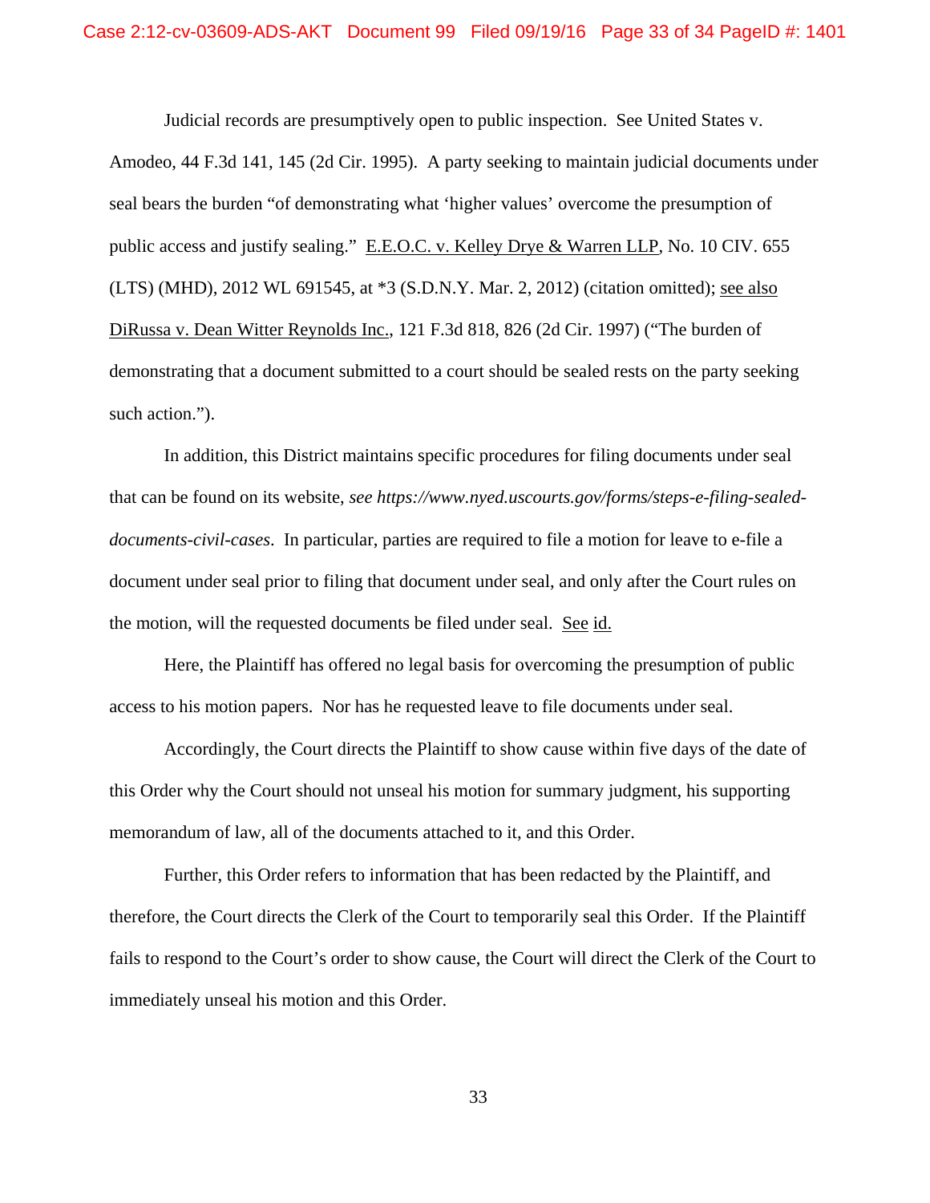Judicial records are presumptively open to public inspection. See United States v. Amodeo, 44 F.3d 141, 145 (2d Cir. 1995). A party seeking to maintain judicial documents under seal bears the burden "of demonstrating what 'higher values' overcome the presumption of public access and justify sealing." E.E.O.C. v. Kelley Drye & Warren LLP, No. 10 CIV. 655 (LTS) (MHD), 2012 WL 691545, at *3 (S.D.N.Y. Mar. 2, 2012) (citation omitted); see also DiRussa v. Dean Witter Reynolds Inc., 121 F.3d 818, 826 (2d Cir. 1997) ("The burden of demonstrating that a document submitted to a court should be sealed rests on the party seeking such action.").

In addition, this District maintains specific procedures for filing documents under seal that can be found on its website, *see https://www.nyed.uscourts.gov/forms/steps-e-filing-sealed-documents-civil-cases*. In particular, parties are required to file a motion for leave to e-file a document under seal prior to filing that document under seal, and only after the Court rules on the motion, will the requested documents be filed under seal. See id.

Here, the Plaintiff has offered no legal basis for overcoming the presumption of public access to his motion papers. Nor has he requested leave to file documents under seal.

Accordingly, the Court directs the Plaintiff to show cause within five days of the date of this Order why the Court should not unseal his motion for summary judgment, his supporting memorandum of law, all of the documents attached to it, and this Order.

Further, this Order refers to information that has been redacted by the Plaintiff, and therefore, the Court directs the Clerk of the Court to temporarily seal this Order. If the Plaintiff fails to respond to the Court's order to show cause, the Court will direct the Clerk of the Court to immediately unseal his motion and this Order.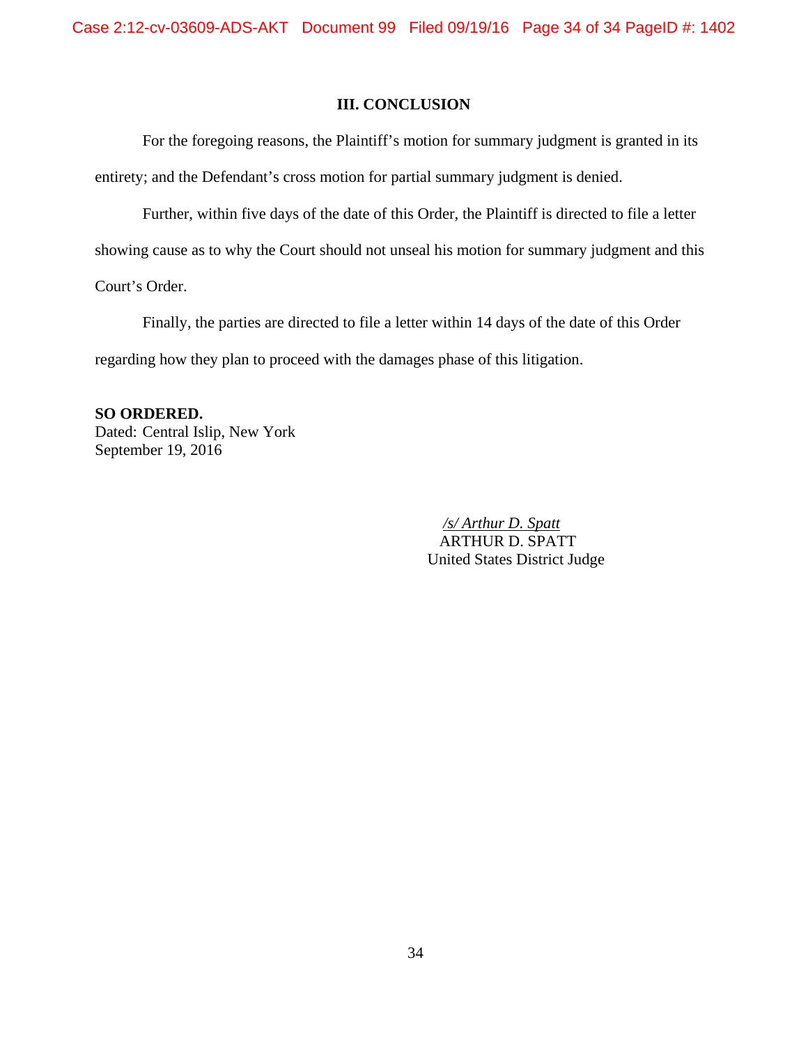## III. CONCLUSION

For the foregoing reasons, the Plaintiff's motion for summary judgment is granted in its entirety; and the Defendant's cross motion for partial summary judgment is denied.

Further, within five days of the date of this Order, the Plaintiff is directed to file a letter showing cause as to why the Court should not unseal his motion for summary judgment and this Court's Order.

Finally, the parties are directed to file a letter within 14 days of the date of this Order regarding how they plan to proceed with the damages phase of this litigation.

**SO ORDERED.**
Dated: Central Islip, New York
September 19, 2016

*/s/ Arthur D. Spatt*
ARTHUR D. SPATT
United States District Judge